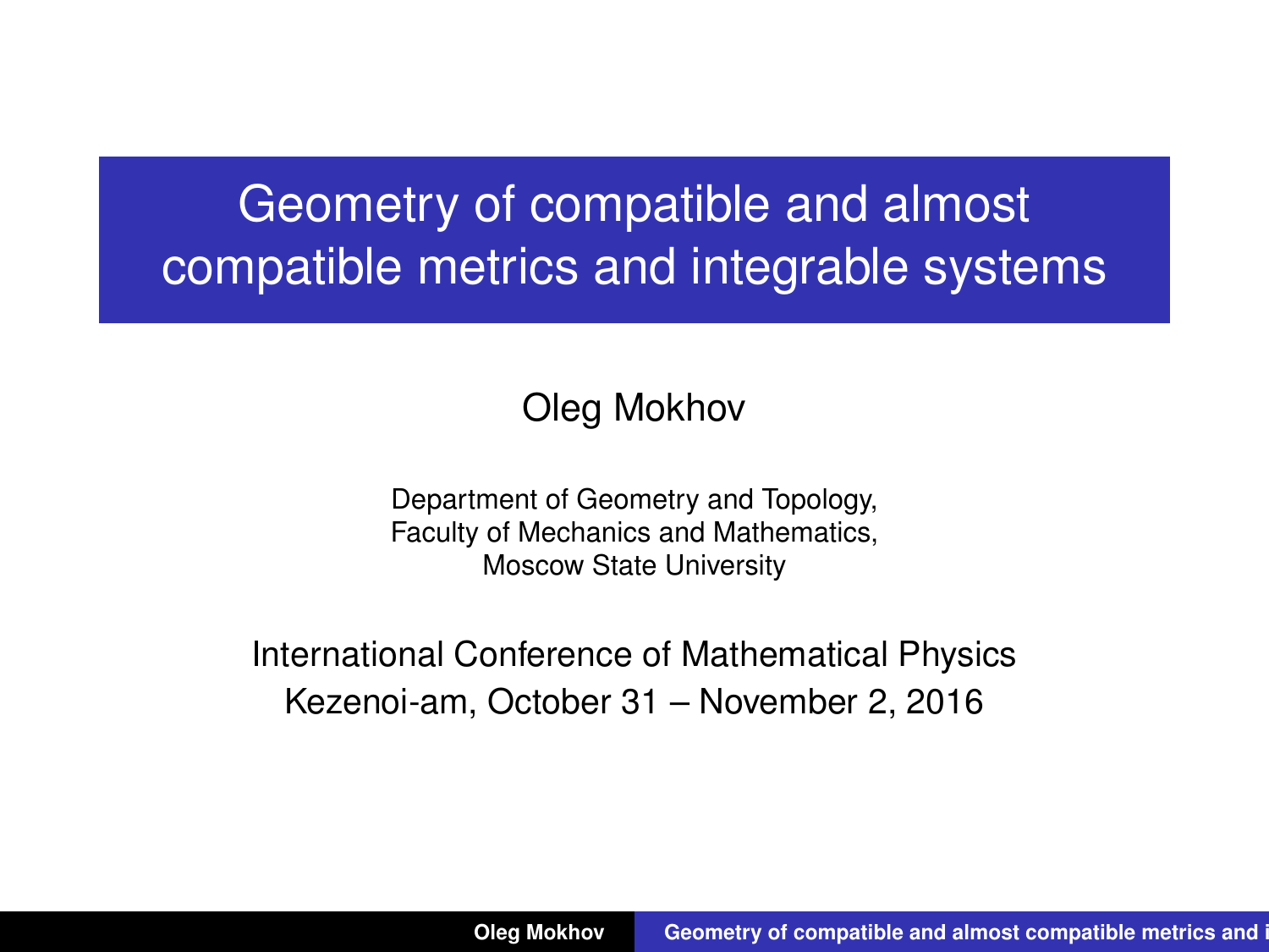# Geometry of compatible and almost compatible metrics and integrable systems

Oleg Mokhov

Department of Geometry and Topology,
Faculty of Mechanics and Mathematics,
Moscow State University

International Conference of Mathematical Physics
Kezenoi-am, October 31 – November 2, 2016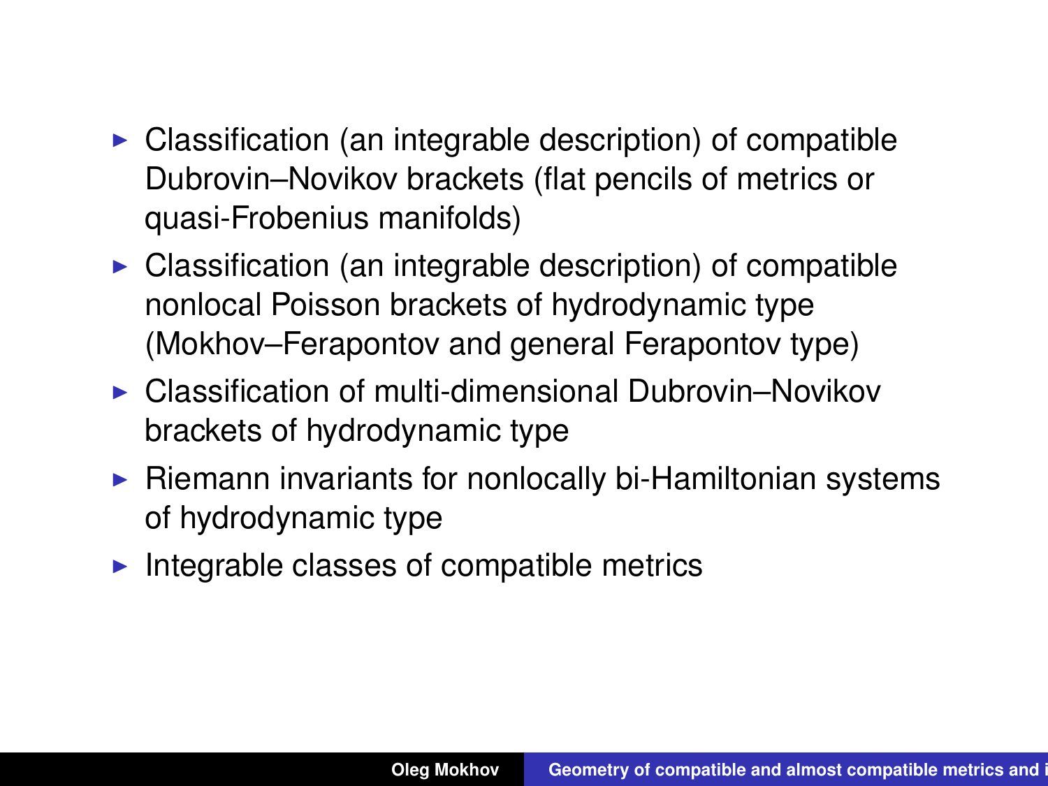- Classification (an integrable description) of compatible Dubrovin–Novikov brackets (flat pencils of metrics or quasi-Frobenius manifolds)
- Classification (an integrable description) of compatible nonlocal Poisson brackets of hydrodynamic type (Mokhov–Ferapontov and general Ferapontov type)
- Classification of multi-dimensional Dubrovin–Novikov brackets of hydrodynamic type
- Riemann invariants for nonlocally bi-Hamiltonian systems of hydrodynamic type
- Integrable classes of compatible metrics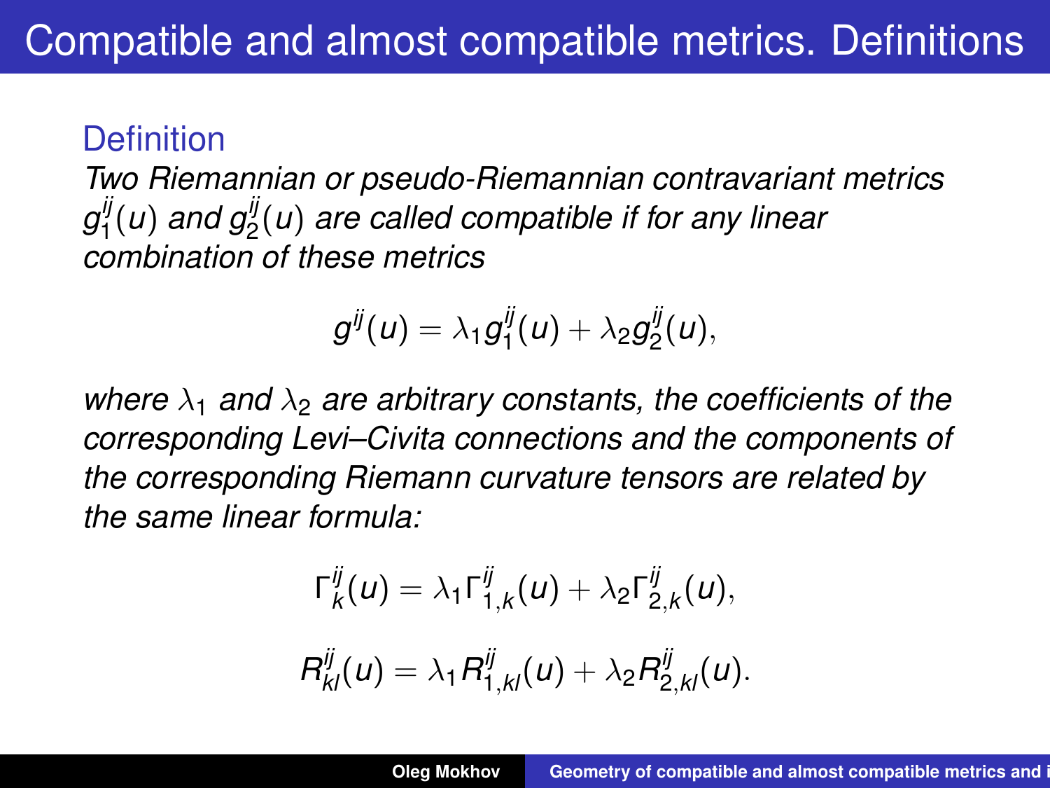# Compatible and almost compatible metrics. Definitions

**Definition**

*Two Riemannian or pseudo-Riemannian contravariant metrics $g_1^{ij}(u)$ and $g_2^{ij}(u)$ are called compatible if for any linear combination of these metrics*

$$g^{ij}(u) = \lambda_1 g_1^{ij}(u) + \lambda_2 g_2^{ij}(u),$$

*where $\lambda_1$ and $\lambda_2$ are arbitrary constants, the coefficients of the corresponding Levi–Civita connections and the components of the corresponding Riemann curvature tensors are related by the same linear formula:*

$$\Gamma_k^{ij}(u) = \lambda_1 \Gamma_{1,k}^{ij}(u) + \lambda_2 \Gamma_{2,k}^{ij}(u),$$

$$R_{kl}^{ij}(u) = \lambda_1 R_{1,kl}^{ij}(u) + \lambda_2 R_{2,kl}^{ij}(u).$$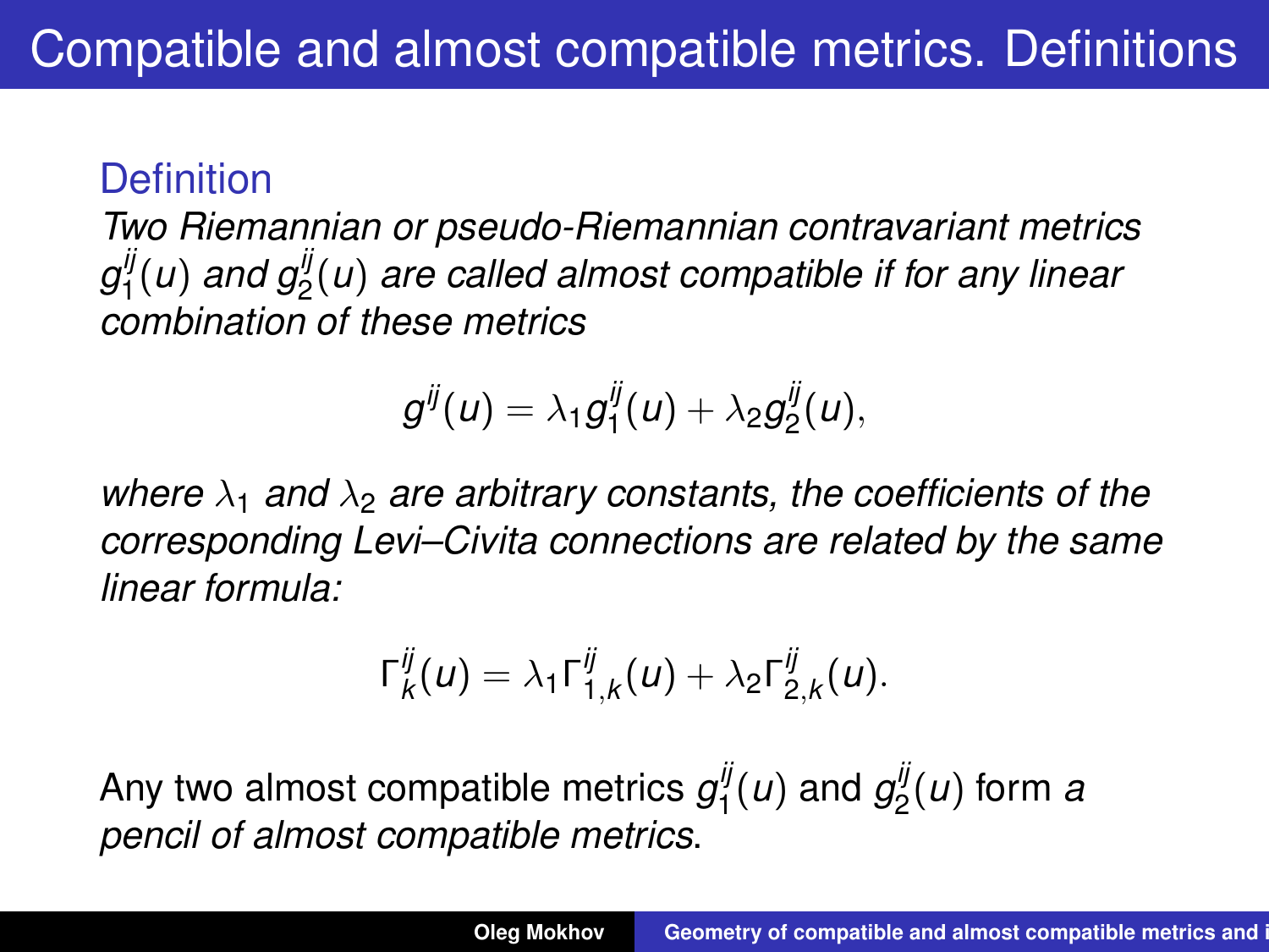# Compatible and almost compatible metrics. Definitions

### Definition

*Two Riemannian or pseudo-Riemannian contravariant metrics $g_1^{ij}(u)$ and $g_2^{ij}(u)$ are called almost compatible if for any linear combination of these metrics*

$$g^{ij}(u) = \lambda_1 g_1^{ij}(u) + \lambda_2 g_2^{ij}(u),$$

*where $\lambda_1$ and $\lambda_2$ are arbitrary constants, the coefficients of the corresponding Levi–Civita connections are related by the same linear formula:*

$$\Gamma_k^{ij}(u) = \lambda_1 \Gamma_{1,k}^{ij}(u) + \lambda_2 \Gamma_{2,k}^{ij}(u).$$

Any two almost compatible metrics $g_1^{ij}(u)$ and $g_2^{ij}(u)$ form *a pencil of almost compatible metrics*.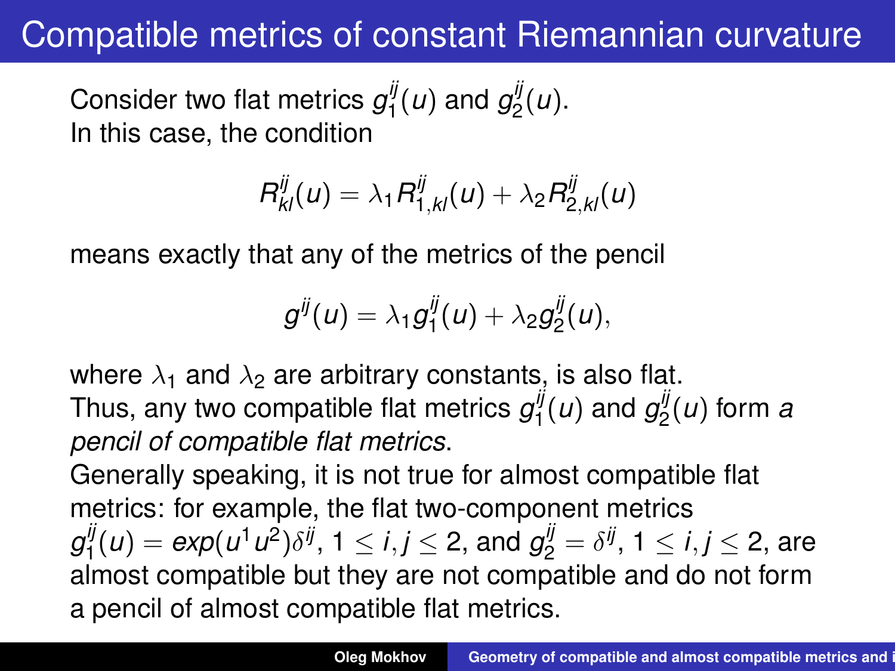# Compatible metrics of constant Riemannian curvature

Consider two flat metrics $g_1^{ij}(u)$ and $g_2^{ij}(u)$.
In this case, the condition

$$R^{ij}_{kl}(u) = \lambda_1 R^{ij}_{1,kl}(u) + \lambda_2 R^{ij}_{2,kl}(u)$$

means exactly that any of the metrics of the pencil

$$g^{ij}(u) = \lambda_1 g_1^{ij}(u) + \lambda_2 g_2^{ij}(u),$$

where $\lambda_1$ and $\lambda_2$ are arbitrary constants, is also flat.
Thus, any two compatible flat metrics $g_1^{ij}(u)$ and $g_2^{ij}(u)$ form *a pencil of compatible flat metrics*.
Generally speaking, it is not true for almost compatible flat metrics: for example, the flat two-component metrics $g_1^{ij}(u) = exp(u^1 u^2)\delta^{ij}$, $1 \leq i, j \leq 2$, and $g_2^{ij} = \delta^{ij}$, $1 \leq i, j \leq 2$, are almost compatible but they are not compatible and do not form a pencil of almost compatible flat metrics.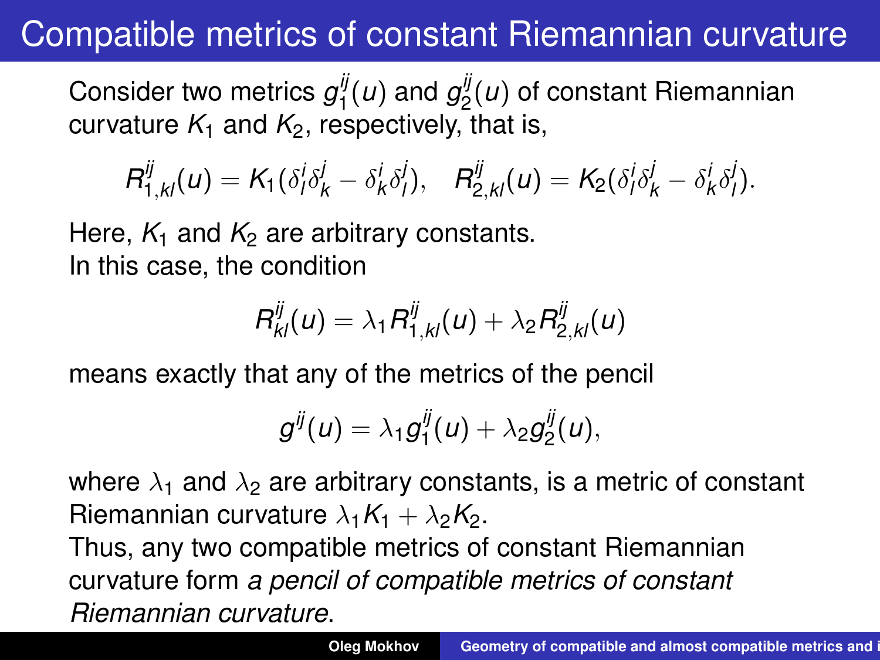# Compatible metrics of constant Riemannian curvature

Consider two metrics $g_1^{ij}(u)$ and $g_2^{ij}(u)$ of constant Riemannian curvature $K_1$ and $K_2$, respectively, that is,

$$R^{ij}_{1,kl}(u) = K_1(\delta^i_l \delta^j_k - \delta^i_k \delta^j_l), \quad R^{ij}_{2,kl}(u) = K_2(\delta^i_l \delta^j_k - \delta^i_k \delta^j_l).$$

Here, $K_1$ and $K_2$ are arbitrary constants.
In this case, the condition

$$R^{ij}_{kl}(u) = \lambda_1 R^{ij}_{1,kl}(u) + \lambda_2 R^{ij}_{2,kl}(u)$$

means exactly that any of the metrics of the pencil

$$g^{ij}(u) = \lambda_1 g_1^{ij}(u) + \lambda_2 g_2^{ij}(u),$$

where $\lambda_1$ and $\lambda_2$ are arbitrary constants, is a metric of constant Riemannian curvature $\lambda_1 K_1 + \lambda_2 K_2$.
Thus, any two compatible metrics of constant Riemannian curvature form *a pencil of compatible metrics of constant Riemannian curvature*.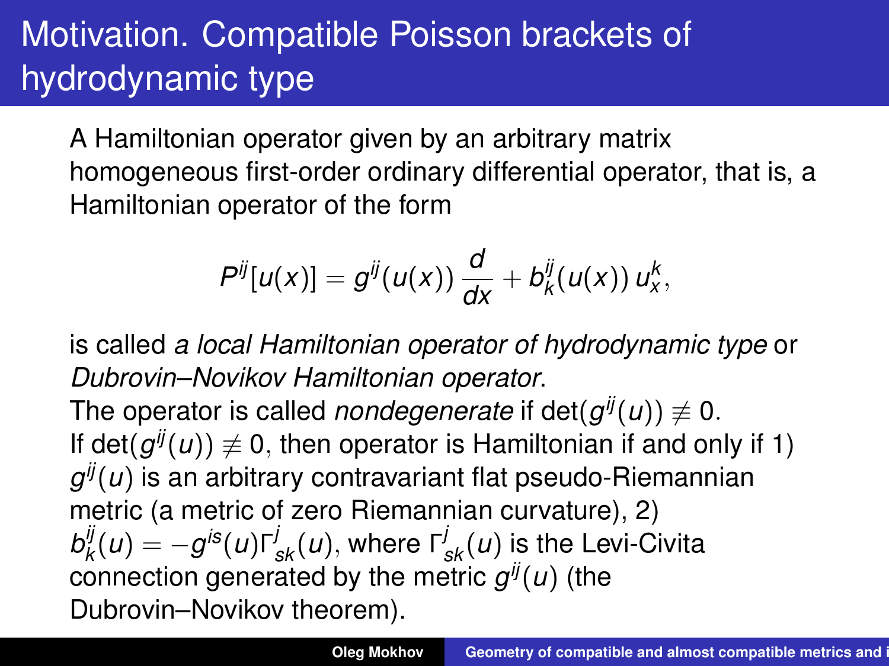# Motivation. Compatible Poisson brackets of hydrodynamic type

A Hamiltonian operator given by an arbitrary matrix homogeneous first-order ordinary differential operator, that is, a Hamiltonian operator of the form

$$P^{ij}[u(x)] = g^{ij}(u(x)) \frac{d}{dx} + b^{ij}_k(u(x))\, u^k_x,$$

is called *a local Hamiltonian operator of hydrodynamic type* or *Dubrovin–Novikov Hamiltonian operator*.

The operator is called *nondegenerate* if $\det(g^{ij}(u)) \not\equiv 0$.

If $\det(g^{ij}(u)) \not\equiv 0$, then operator is Hamiltonian if and only if 1) $g^{ij}(u)$ is an arbitrary contravariant flat pseudo-Riemannian metric (a metric of zero Riemannian curvature), 2) $b^{ij}_k(u) = -g^{is}(u)\Gamma^j_{sk}(u)$, where $\Gamma^j_{sk}(u)$ is the Levi-Civita connection generated by the metric $g^{ij}(u)$ (the Dubrovin–Novikov theorem).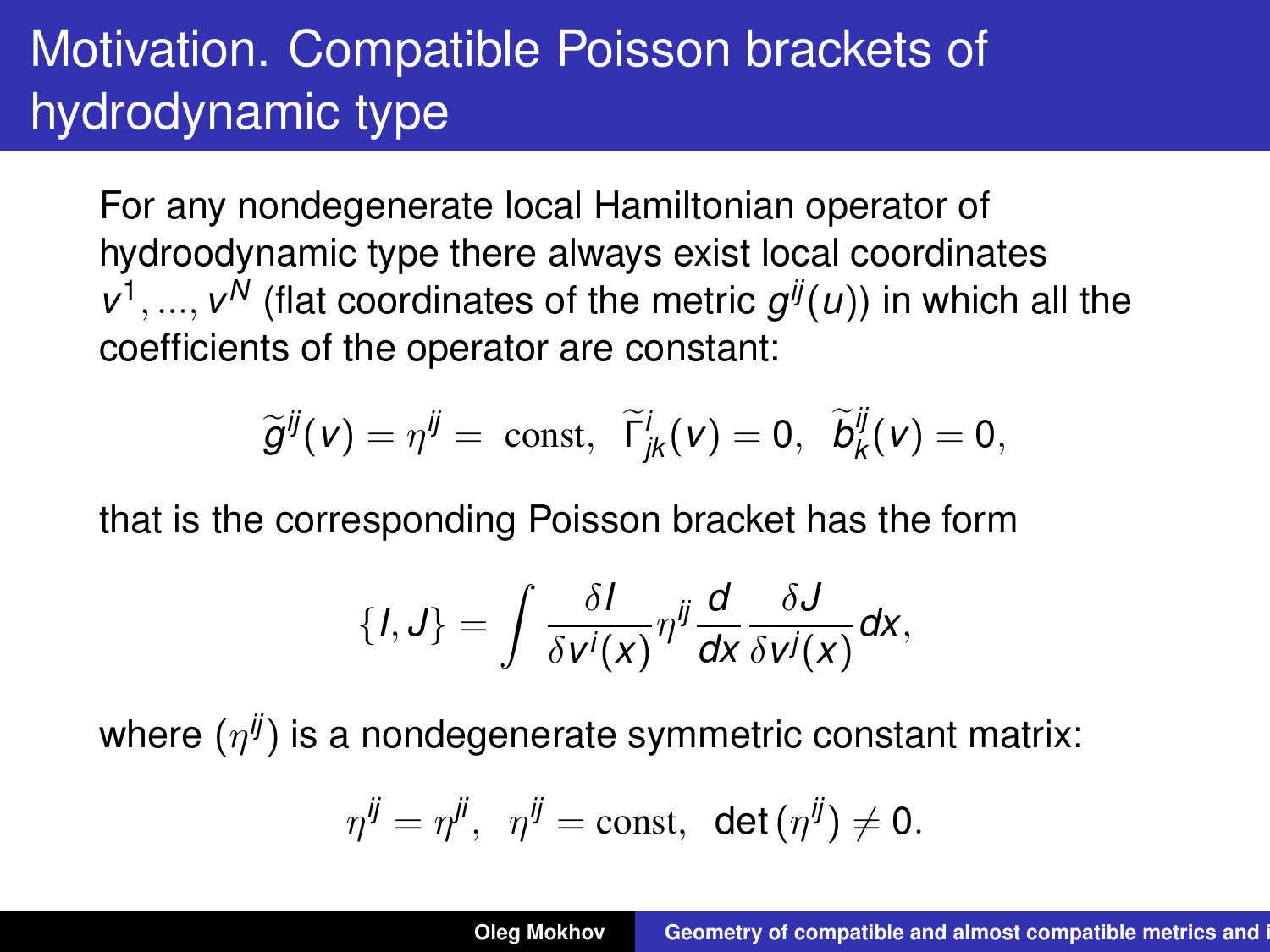# Motivation. Compatible Poisson brackets of hydrodynamic type

For any nondegenerate local Hamiltonian operator of hydroodynamic type there always exist local coordinates $v^1, ..., v^N$ (flat coordinates of the metric $g^{ij}(u)$) in which all the coefficients of the operator are constant:

$$\widetilde{g}^{ij}(v) = \eta^{ij} = \text{ const}, \;\; \widetilde{\Gamma}^i_{jk}(v) = 0, \;\; \widetilde{b}^{ij}_k(v) = 0,$$

that is the corresponding Poisson bracket has the form

$$\{I, J\} = \int \frac{\delta I}{\delta v^i(x)} \eta^{ij} \frac{d}{dx} \frac{\delta J}{\delta v^j(x)} dx,$$

where $(\eta^{ij})$ is a nondegenerate symmetric constant matrix:

$$\eta^{ij} = \eta^{ji}, \;\; \eta^{ij} = \text{const}, \;\; \det(\eta^{ij}) \neq 0.$$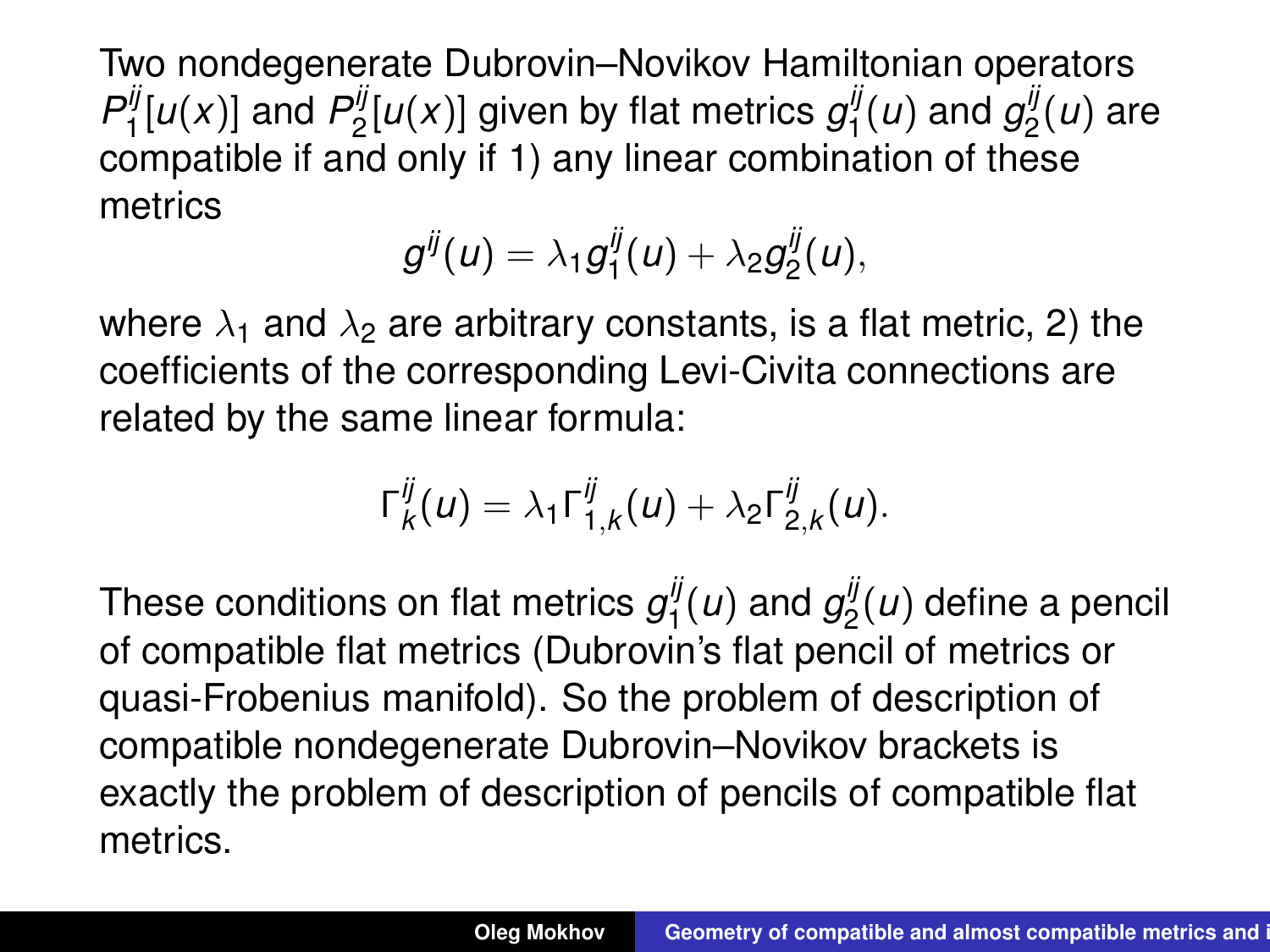Two nondegenerate Dubrovin–Novikov Hamiltonian operators $P_1^{ij}[u(x)]$ and $P_2^{ij}[u(x)]$ given by flat metrics $g_1^{ij}(u)$ and $g_2^{ij}(u)$ are compatible if and only if 1) any linear combination of these metrics

$$g^{ij}(u) = \lambda_1 g_1^{ij}(u) + \lambda_2 g_2^{ij}(u),$$

where $\lambda_1$ and $\lambda_2$ are arbitrary constants, is a flat metric, 2) the coefficients of the corresponding Levi-Civita connections are related by the same linear formula:

$$\Gamma_k^{ij}(u) = \lambda_1 \Gamma_{1,k}^{ij}(u) + \lambda_2 \Gamma_{2,k}^{ij}(u).$$

These conditions on flat metrics $g_1^{ij}(u)$ and $g_2^{ij}(u)$ define a pencil of compatible flat metrics (Dubrovin's flat pencil of metrics or quasi-Frobenius manifold). So the problem of description of compatible nondegenerate Dubrovin–Novikov brackets is exactly the problem of description of pencils of compatible flat metrics.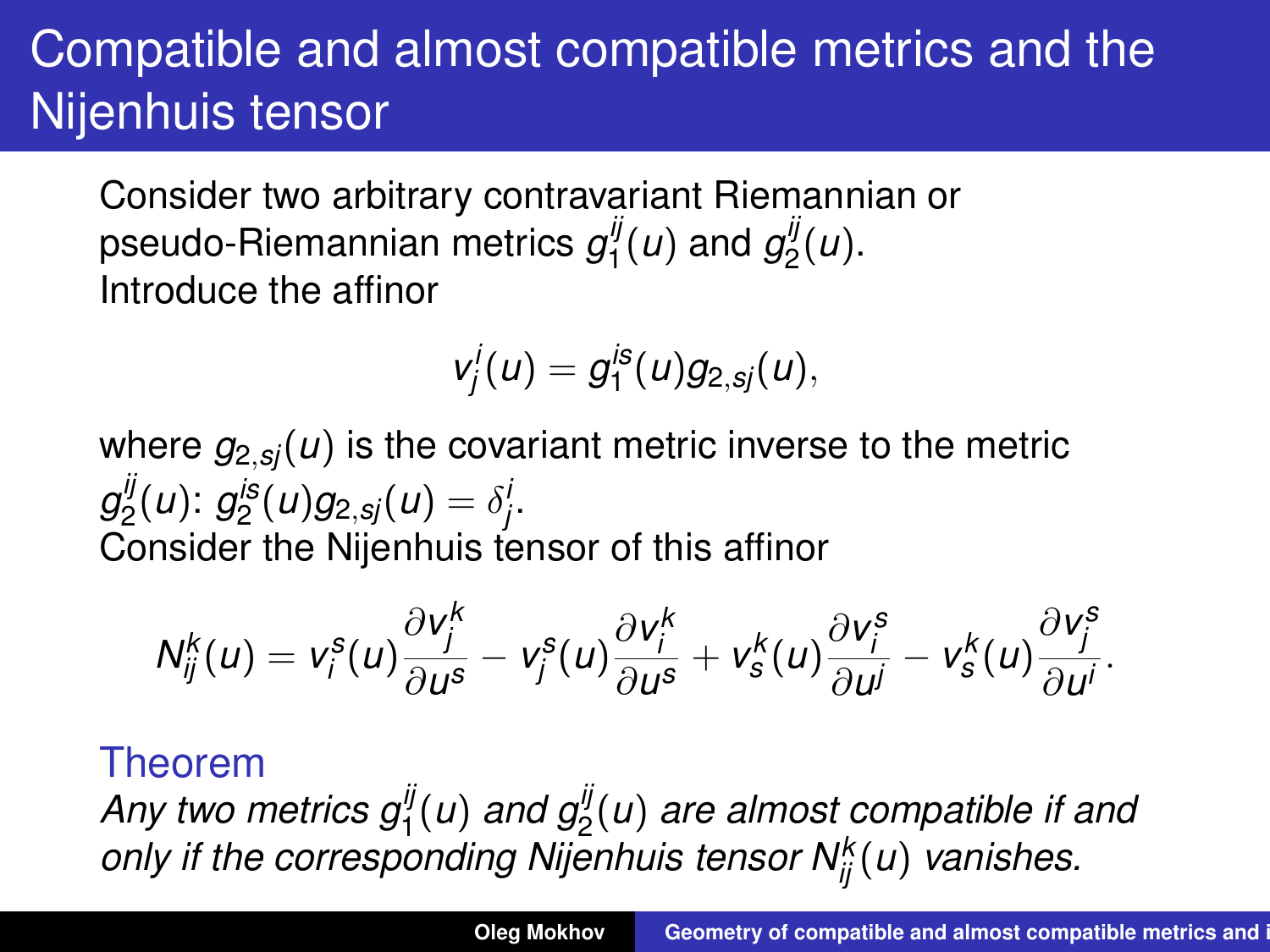# Compatible and almost compatible metrics and the Nijenhuis tensor

Consider two arbitrary contravariant Riemannian or pseudo-Riemannian metrics $g_1^{ij}(u)$ and $g_2^{ij}(u)$.
Introduce the affinor

$$v_j^i(u) = g_1^{is}(u) g_{2,sj}(u),$$

where $g_{2,sj}(u)$ is the covariant metric inverse to the metric $g_2^{ij}(u)$: $g_2^{is}(u) g_{2,sj}(u) = \delta_j^i$.
Consider the Nijenhuis tensor of this affinor

$$N_{ij}^k(u) = v_i^s(u) \frac{\partial v_j^k}{\partial u^s} - v_j^s(u) \frac{\partial v_i^k}{\partial u^s} + v_s^k(u) \frac{\partial v_i^s}{\partial u^j} - v_s^k(u) \frac{\partial v_j^s}{\partial u^i}.$$

**Theorem**

*Any two metrics $g_1^{ij}(u)$ and $g_2^{ij}(u)$ are almost compatible if and only if the corresponding Nijenhuis tensor $N_{ij}^k(u)$ vanishes.*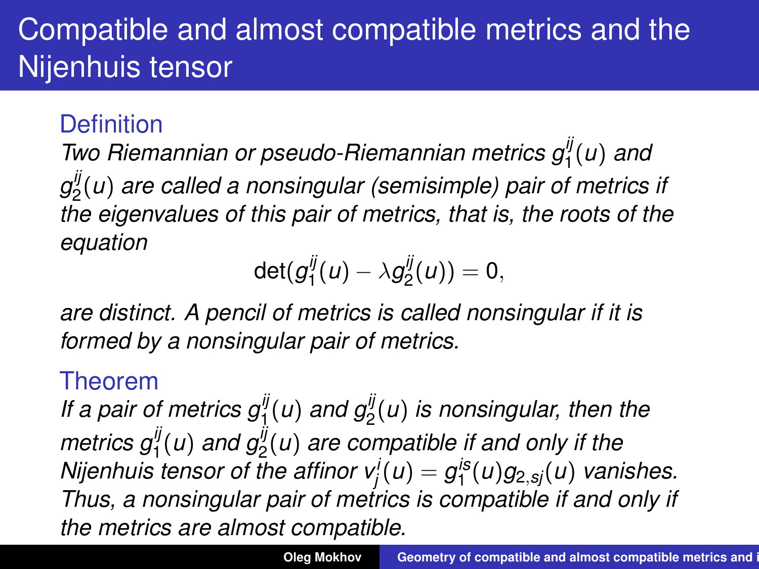# Compatible and almost compatible metrics and the Nijenhuis tensor

### Definition

*Two Riemannian or pseudo-Riemannian metrics $g_1^{ij}(u)$ and $g_2^{ij}(u)$ are called a nonsingular (semisimple) pair of metrics if the eigenvalues of this pair of metrics, that is, the roots of the equation*

$$\det(g_1^{ij}(u) - \lambda g_2^{ij}(u)) = 0,$$

*are distinct. A pencil of metrics is called nonsingular if it is formed by a nonsingular pair of metrics.*

### Theorem

*If a pair of metrics $g_1^{ij}(u)$ and $g_2^{ij}(u)$ is nonsingular, then the metrics $g_1^{ij}(u)$ and $g_2^{ij}(u)$ are compatible if and only if the Nijenhuis tensor of the affinor $v_j^i(u) = g_1^{is}(u) g_{2,sj}(u)$ vanishes. Thus, a nonsingular pair of metrics is compatible if and only if the metrics are almost compatible.*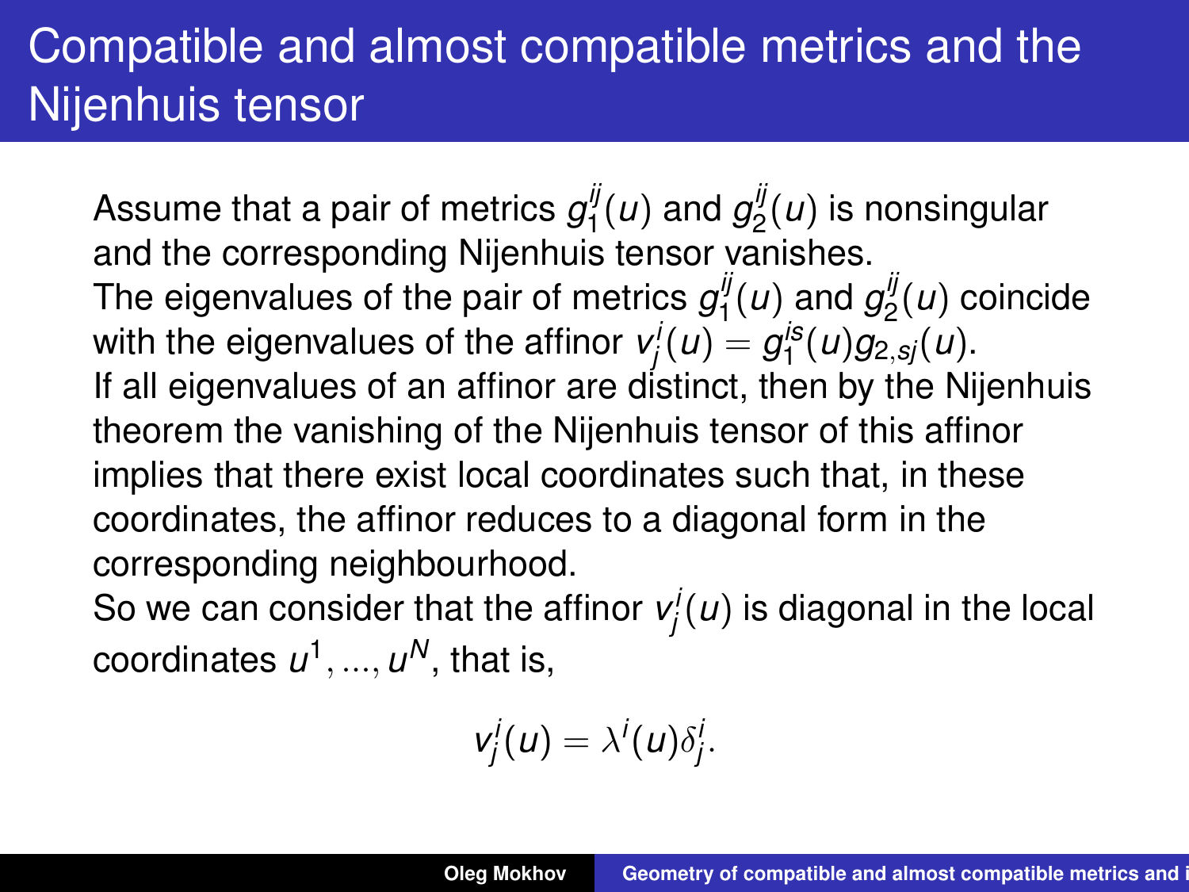# Compatible and almost compatible metrics and the Nijenhuis tensor

Assume that a pair of metrics $g_1^{ij}(u)$ and $g_2^{ij}(u)$ is nonsingular and the corresponding Nijenhuis tensor vanishes.
The eigenvalues of the pair of metrics $g_1^{ij}(u)$ and $g_2^{ij}(u)$ coincide with the eigenvalues of the affinor $v_j^i(u) = g_1^{is}(u) g_{2,sj}(u)$.
If all eigenvalues of an affinor are distinct, then by the Nijenhuis theorem the vanishing of the Nijenhuis tensor of this affinor implies that there exist local coordinates such that, in these coordinates, the affinor reduces to a diagonal form in the corresponding neighbourhood.
So we can consider that the affinor $v_j^i(u)$ is diagonal in the local coordinates $u^1, ..., u^N$, that is,

$$v_j^i(u) = \lambda^i(u) \delta_j^i.$$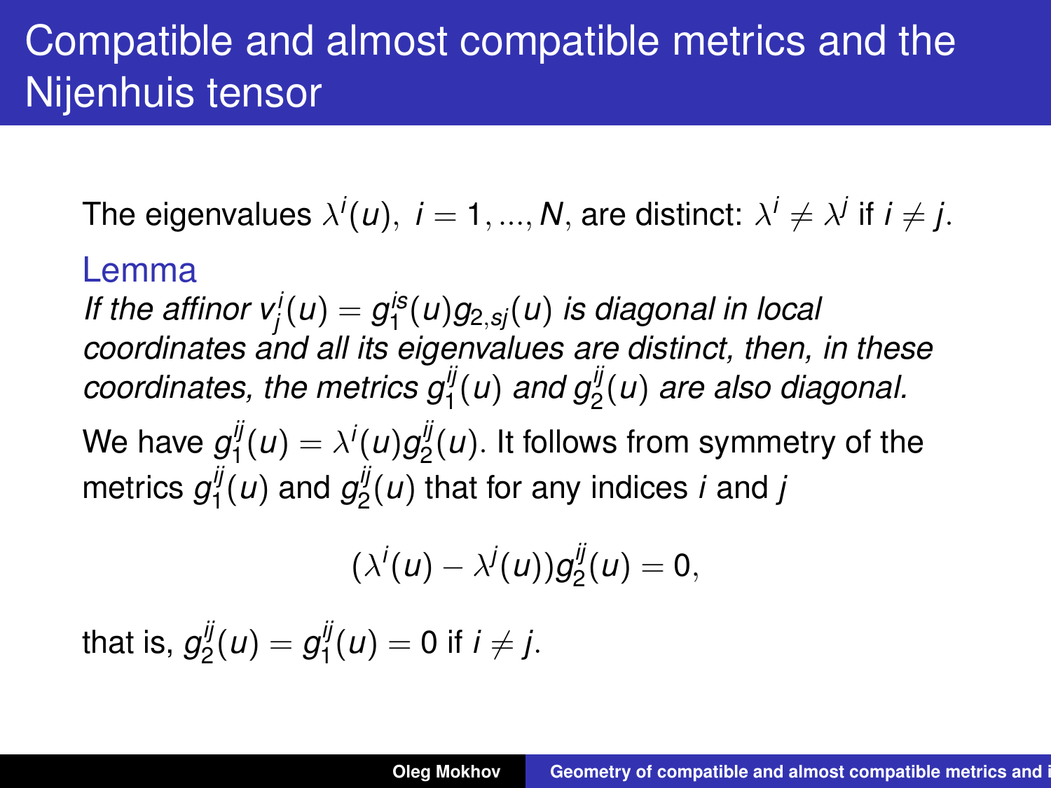# Compatible and almost compatible metrics and the Nijenhuis tensor

The eigenvalues $\lambda^i(u),\ i = 1, ..., N$, are distinct: $\lambda^i \neq \lambda^j$ if $i \neq j$.

**Lemma**

*If the affinor $v^i_j(u) = g^{is}_1(u) g_{2,sj}(u)$ is diagonal in local coordinates and all its eigenvalues are distinct, then, in these coordinates, the metrics $g^{ij}_1(u)$ and $g^{ij}_2(u)$ are also diagonal.*

We have $g^{ij}_1(u) = \lambda^i(u) g^{ij}_2(u)$. It follows from symmetry of the metrics $g^{ij}_1(u)$ and $g^{ij}_2(u)$ that for any indices $i$ and $j$

$$(\lambda^i(u) - \lambda^j(u)) g^{ij}_2(u) = 0,$$

that is, $g^{ij}_2(u) = g^{ij}_1(u) = 0$ if $i \neq j$.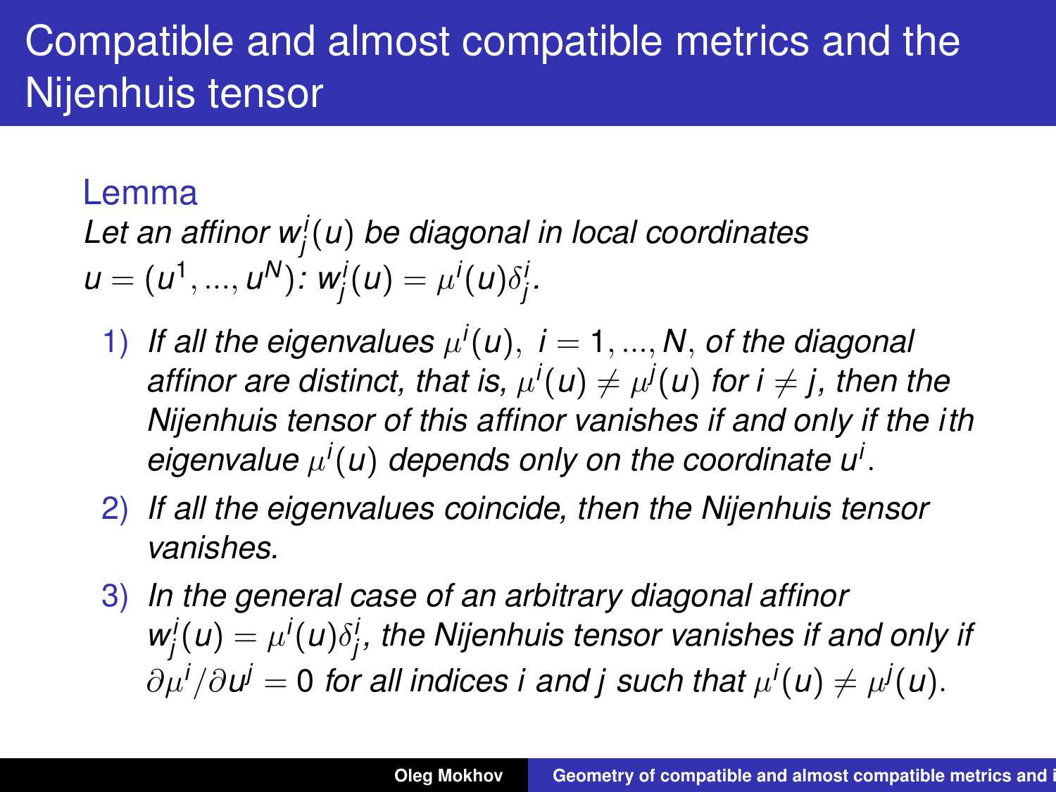# Compatible and almost compatible metrics and the Nijenhuis tensor

### Lemma

*Let an affinor $w^i_j(u)$ be diagonal in local coordinates $u = (u^1, ..., u^N)$: $w^i_j(u) = \mu^i(u)\delta^i_j$.*

1) *If all the eigenvalues $\mu^i(u),\ i = 1, ..., N$, of the diagonal affinor are distinct, that is, $\mu^i(u) \neq \mu^j(u)$ for $i \neq j$, then the Nijenhuis tensor of this affinor vanishes if and only if the $i$th eigenvalue $\mu^i(u)$ depends only on the coordinate $u^i$.*
2) *If all the eigenvalues coincide, then the Nijenhuis tensor vanishes.*
3) *In the general case of an arbitrary diagonal affinor $w^i_j(u) = \mu^i(u)\delta^i_j$, the Nijenhuis tensor vanishes if and only if $\partial\mu^i/\partial u^j = 0$ for all indices $i$ and $j$ such that $\mu^i(u) \neq \mu^j(u)$.*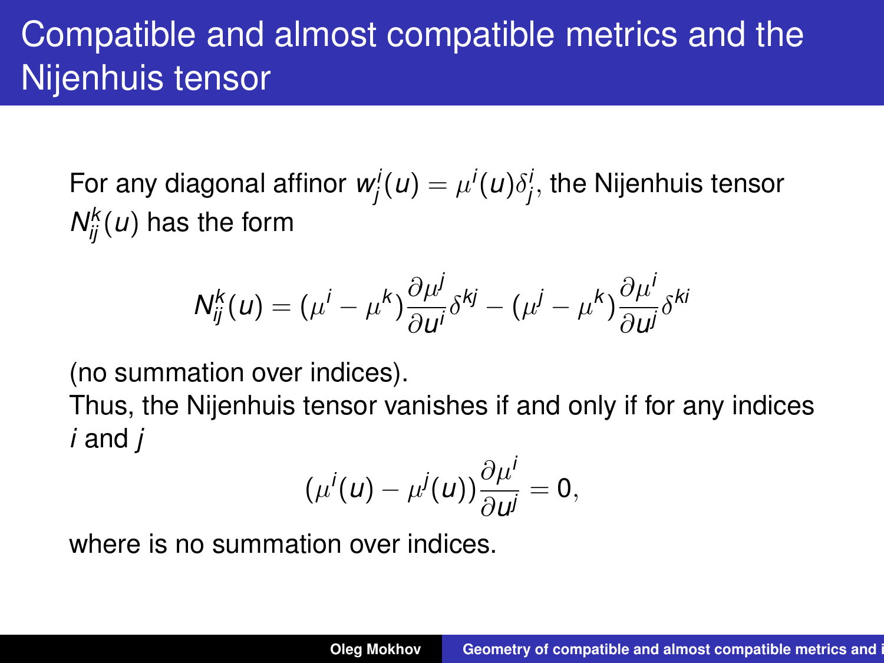# Compatible and almost compatible metrics and the Nijenhuis tensor

For any diagonal affinor $w^i_j(u) = \mu^i(u)\delta^i_j$, the Nijenhuis tensor $N^k_{ij}(u)$ has the form

$$N^k_{ij}(u) = (\mu^i - \mu^k)\frac{\partial \mu^j}{\partial u^i}\delta^{kj} - (\mu^j - \mu^k)\frac{\partial \mu^i}{\partial u^j}\delta^{ki}$$

(no summation over indices).

Thus, the Nijenhuis tensor vanishes if and only if for any indices $i$ and $j$

$$(\mu^i(u) - \mu^j(u))\frac{\partial \mu^i}{\partial u^j} = 0,$$

where is no summation over indices.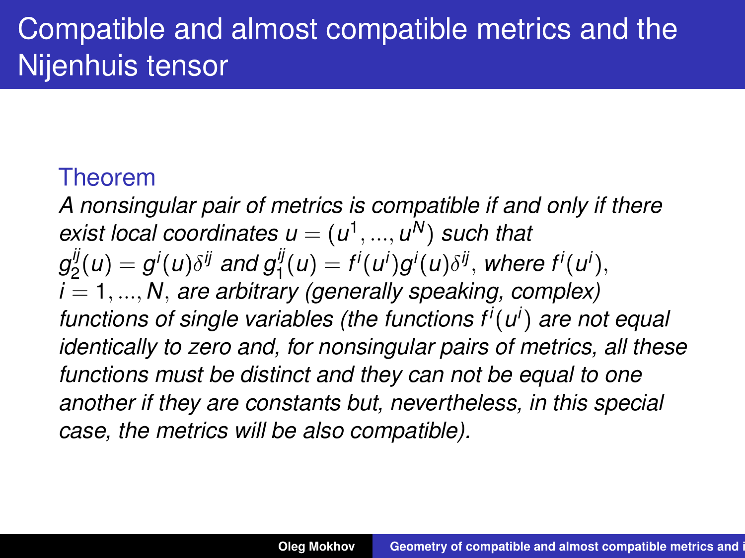# Compatible and almost compatible metrics and the Nijenhuis tensor

**Theorem**

*A nonsingular pair of metrics is compatible if and only if there exist local coordinates $u = (u^1, ..., u^N)$ such that $g_2^{ij}(u) = g^i(u)\delta^{ij}$ and $g_1^{ij}(u) = f^i(u^i)g^i(u)\delta^{ij}$, where $f^i(u^i)$, $i = 1, ..., N$, are arbitrary (generally speaking, complex) functions of single variables (the functions $f^i(u^i)$ are not equal identically to zero and, for nonsingular pairs of metrics, all these functions must be distinct and they can not be equal to one another if they are constants but, nevertheless, in this special case, the metrics will be also compatible).*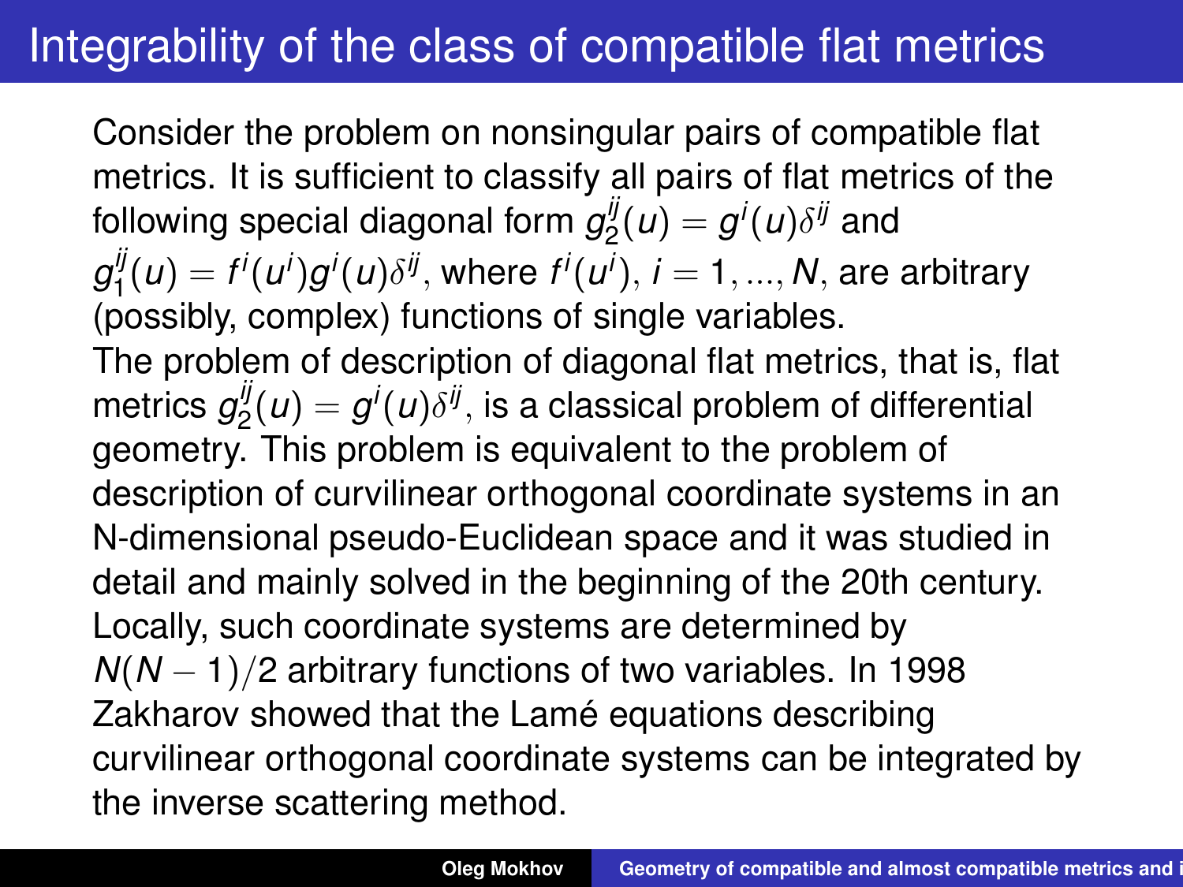# Integrability of the class of compatible flat metrics

Consider the problem on nonsingular pairs of compatible flat metrics. It is sufficient to classify all pairs of flat metrics of the following special diagonal form $g_2^{ij}(u) = g^i(u)\delta^{ij}$ and $g_1^{ij}(u) = f^i(u^i)g^i(u)\delta^{ij}$, where $f^i(u^i)$, $i = 1, ..., N$, are arbitrary (possibly, complex) functions of single variables.

The problem of description of diagonal flat metrics, that is, flat metrics $g_2^{ij}(u) = g^i(u)\delta^{ij}$, is a classical problem of differential geometry. This problem is equivalent to the problem of description of curvilinear orthogonal coordinate systems in an N-dimensional pseudo-Euclidean space and it was studied in detail and mainly solved in the beginning of the 20th century. Locally, such coordinate systems are determined by $N(N-1)/2$ arbitrary functions of two variables. In 1998 Zakharov showed that the Lamé equations describing curvilinear orthogonal coordinate systems can be integrated by the inverse scattering method.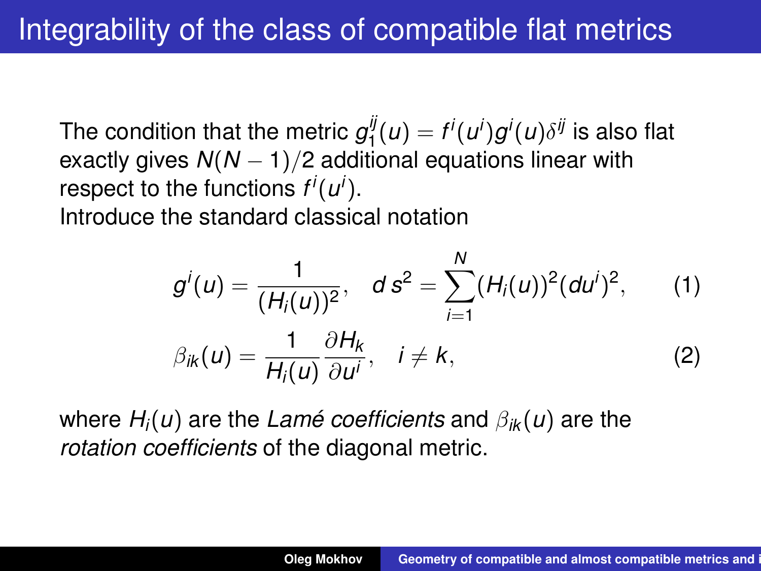# Integrability of the class of compatible flat metrics

The condition that the metric $g_1^{ij}(u) = f^i(u^i) g^i(u) \delta^{ij}$ is also flat exactly gives $N(N-1)/2$ additional equations linear with respect to the functions $f^i(u^i)$.

Introduce the standard classical notation

$$g^i(u) = \frac{1}{(H_i(u))^2}, \quad d\, s^2 = \sum_{i=1}^{N} (H_i(u))^2 (du^i)^2, \tag{1}$$

$$\beta_{ik}(u) = \frac{1}{H_i(u)} \frac{\partial H_k}{\partial u^i}, \quad i \neq k, \tag{2}$$

where $H_i(u)$ are the *Lamé coefficients* and $\beta_{ik}(u)$ are the *rotation coefficients* of the diagonal metric.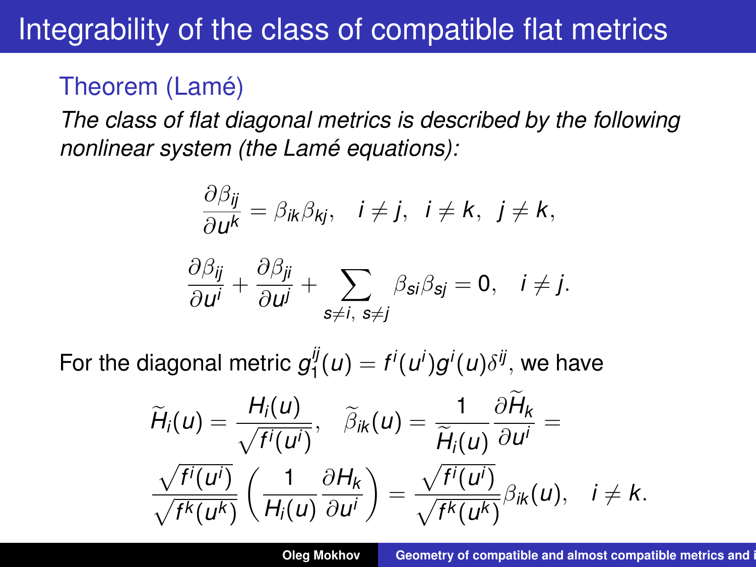# Integrability of the class of compatible flat metrics

### Theorem (Lamé)

*The class of flat diagonal metrics is described by the following nonlinear system (the Lamé equations):*

$$\frac{\partial \beta_{ij}}{\partial u^k} = \beta_{ik}\beta_{kj}, \quad i \neq j, \ \ i \neq k, \ \ j \neq k,$$

$$\frac{\partial \beta_{ij}}{\partial u^i} + \frac{\partial \beta_{ji}}{\partial u^j} + \sum_{s \neq i, \ s \neq j} \beta_{si}\beta_{sj} = 0, \quad i \neq j.$$

For the diagonal metric $g_1^{ij}(u) = f^i(u^i) g^i(u) \delta^{ij}$, we have

$$\widetilde{H}_i(u) = \frac{H_i(u)}{\sqrt{f^i(u^i)}}, \quad \widetilde{\beta}_{ik}(u) = \frac{1}{\widetilde{H}_i(u)} \frac{\partial \widetilde{H}_k}{\partial u^i} =$$

$$\frac{\sqrt{f^i(u^i)}}{\sqrt{f^k(u^k)}} \left( \frac{1}{H_i(u)} \frac{\partial H_k}{\partial u^i} \right) = \frac{\sqrt{f^i(u^i)}}{\sqrt{f^k(u^k)}} \beta_{ik}(u), \quad i \neq k.$$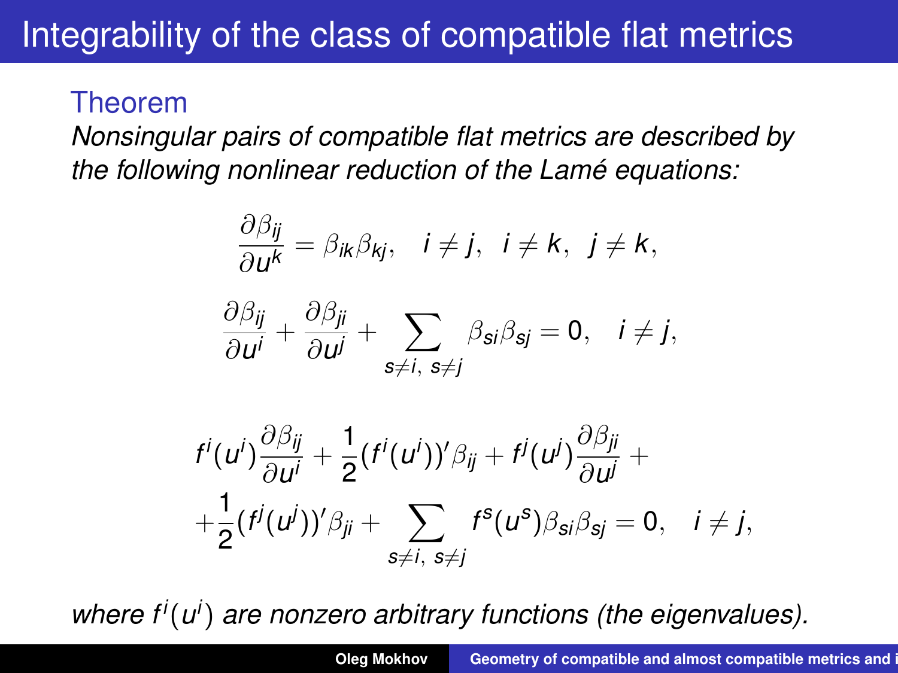# Integrability of the class of compatible flat metrics

### Theorem

*Nonsingular pairs of compatible flat metrics are described by the following nonlinear reduction of the Lamé equations:*

$$\frac{\partial \beta_{ij}}{\partial u^k} = \beta_{ik}\beta_{kj}, \quad i \neq j, \ \ i \neq k, \ \ j \neq k,$$

$$\frac{\partial \beta_{ij}}{\partial u^i} + \frac{\partial \beta_{ji}}{\partial u^j} + \sum_{s \neq i, \ s \neq j} \beta_{si}\beta_{sj} = 0, \quad i \neq j,$$

$$f^i(u^i)\frac{\partial \beta_{ij}}{\partial u^i} + \frac{1}{2}(f^i(u^i))'\beta_{ij} + f^j(u^j)\frac{\partial \beta_{ji}}{\partial u^j} + \\ + \frac{1}{2}(f^j(u^j))'\beta_{ji} + \sum_{s \neq i, \ s \neq j} f^s(u^s)\beta_{si}\beta_{sj} = 0, \quad i \neq j,$$

*where $f^i(u^i)$ are nonzero arbitrary functions (the eigenvalues).*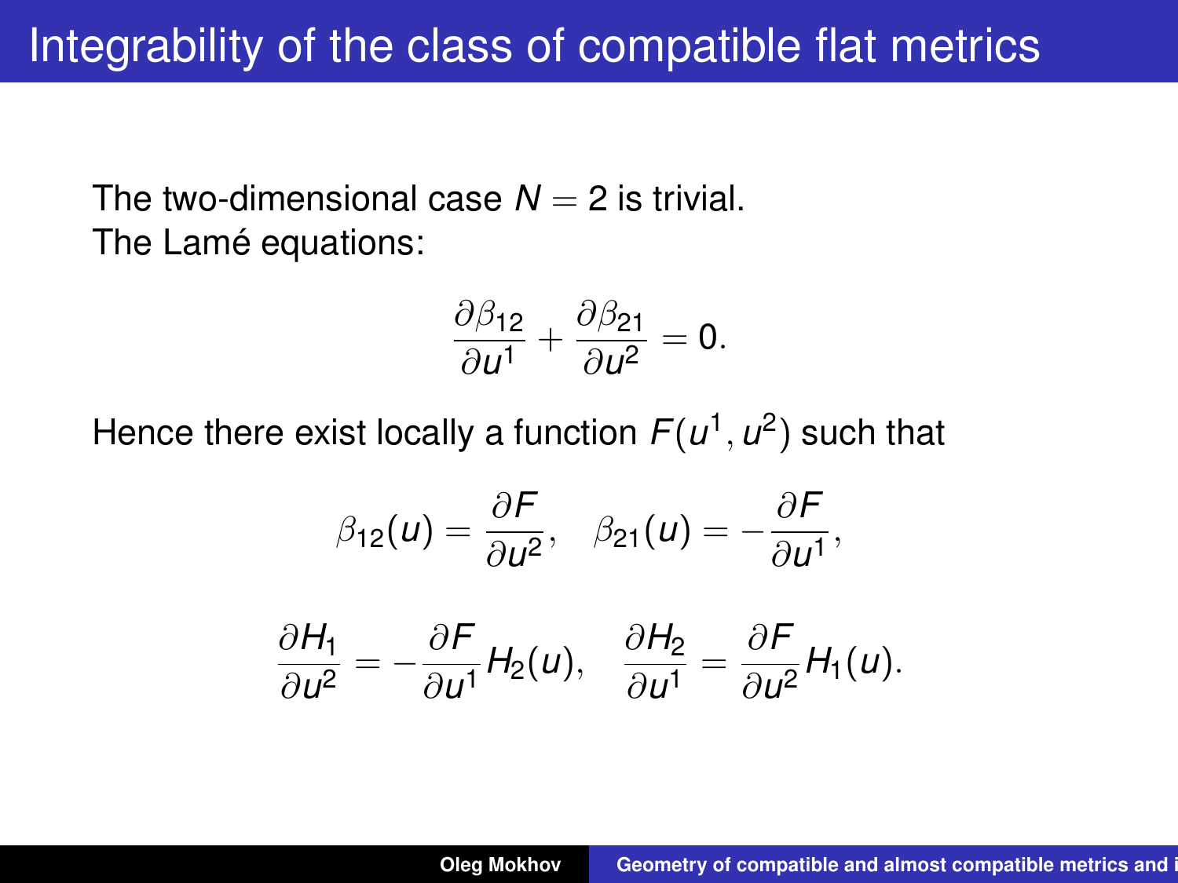# Integrability of the class of compatible flat metrics

The two-dimensional case $N = 2$ is trivial.
The Lamé equations:

$$\frac{\partial \beta_{12}}{\partial u^1} + \frac{\partial \beta_{21}}{\partial u^2} = 0.$$

Hence there exist locally a function $F(u^1, u^2)$ such that

$$\beta_{12}(u) = \frac{\partial F}{\partial u^2}, \quad \beta_{21}(u) = -\frac{\partial F}{\partial u^1},$$

$$\frac{\partial H_1}{\partial u^2} = -\frac{\partial F}{\partial u^1} H_2(u), \quad \frac{\partial H_2}{\partial u^1} = \frac{\partial F}{\partial u^2} H_1(u).$$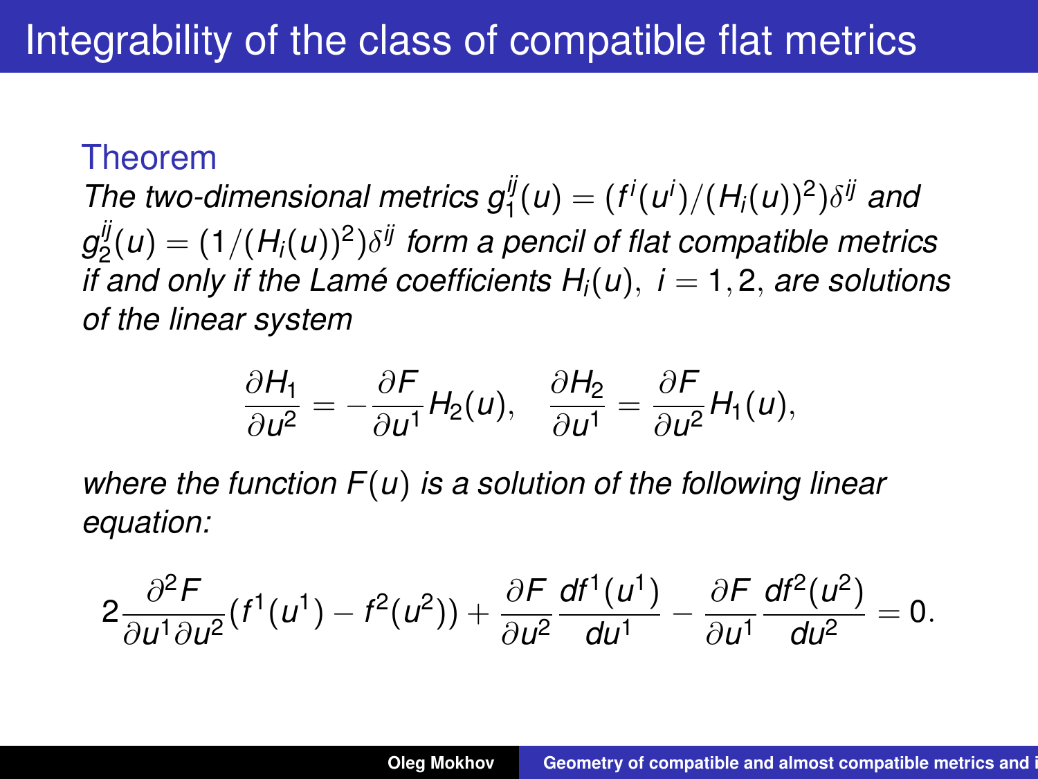# Integrability of the class of compatible flat metrics

**Theorem**

*The two-dimensional metrics $g_1^{ij}(u) = (f^i(u^i)/(H_i(u))^2)\delta^{ij}$ and $g_2^{ij}(u) = (1/(H_i(u))^2)\delta^{ij}$ form a pencil of flat compatible metrics if and only if the Lamé coefficients $H_i(u),\ i = 1, 2,$ are solutions of the linear system*

$$\frac{\partial H_1}{\partial u^2} = -\frac{\partial F}{\partial u^1} H_2(u), \quad \frac{\partial H_2}{\partial u^1} = \frac{\partial F}{\partial u^2} H_1(u),$$

*where the function $F(u)$ is a solution of the following linear equation:*

$$2 \frac{\partial^2 F}{\partial u^1 \partial u^2}(f^1(u^1) - f^2(u^2)) + \frac{\partial F}{\partial u^2} \frac{df^1(u^1)}{du^1} - \frac{\partial F}{\partial u^1} \frac{df^2(u^2)}{du^2} = 0.$$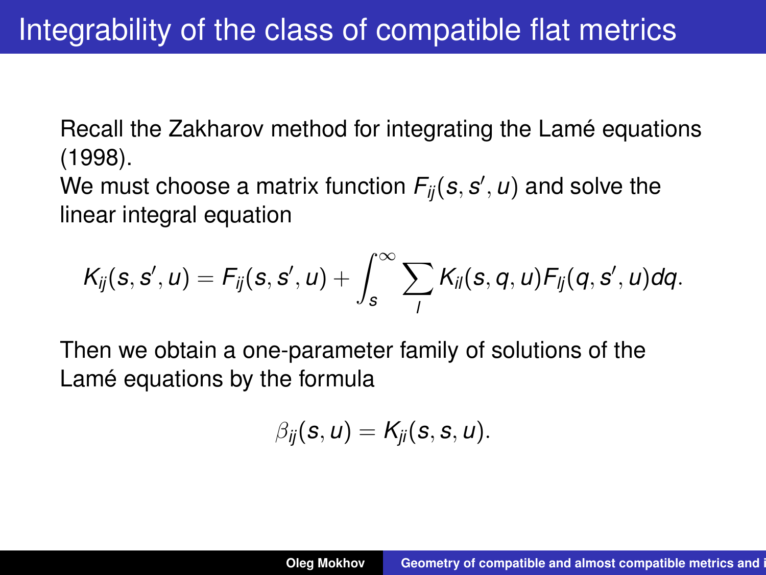# Integrability of the class of compatible flat metrics

Recall the Zakharov method for integrating the Lamé equations (1998).

We must choose a matrix function $F_{ij}(s, s', u)$ and solve the linear integral equation

$$K_{ij}(s, s', u) = F_{ij}(s, s', u) + \int_{s}^{\infty} \sum_{l} K_{il}(s, q, u) F_{lj}(q, s', u) dq.$$

Then we obtain a one-parameter family of solutions of the Lamé equations by the formula

$$\beta_{ij}(s, u) = K_{ji}(s, s, u).$$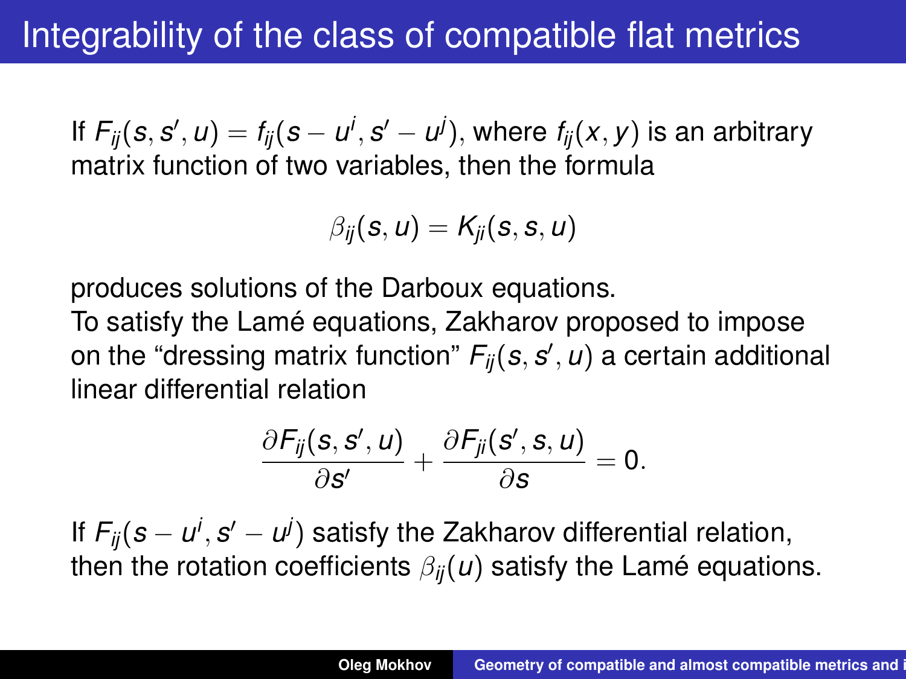# Integrability of the class of compatible flat metrics

If $F_{ij}(s, s', u) = f_{ij}(s - u^i, s' - u^j)$, where $f_{ij}(x, y)$ is an arbitrary matrix function of two variables, then the formula

$$\beta_{ij}(s, u) = K_{ji}(s, s, u)$$

produces solutions of the Darboux equations.

To satisfy the Lamé equations, Zakharov proposed to impose on the "dressing matrix function" $F_{ij}(s, s', u)$ a certain additional linear differential relation

$$\frac{\partial F_{ij}(s, s', u)}{\partial s'} + \frac{\partial F_{ji}(s', s, u)}{\partial s} = 0.$$

If $F_{ij}(s - u^i, s' - u^j)$ satisfy the Zakharov differential relation, then the rotation coefficients $\beta_{ij}(u)$ satisfy the Lamé equations.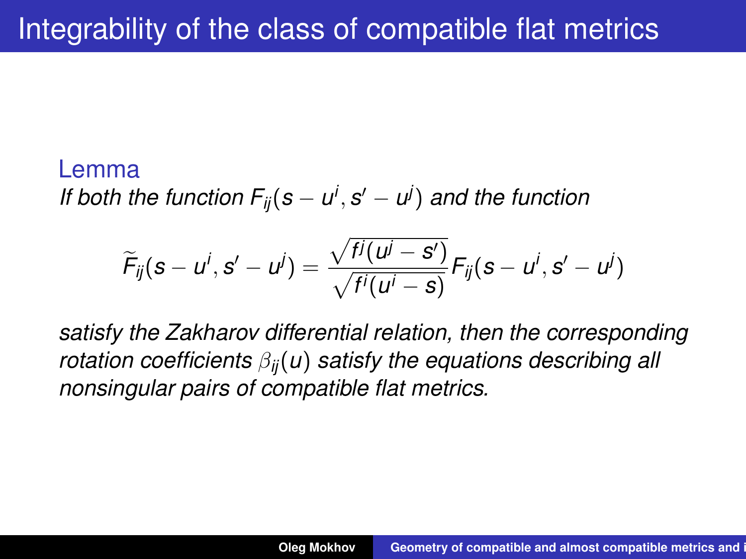# Integrability of the class of compatible flat metrics

**Lemma**

*If both the function $F_{ij}(s - u^i, s' - u^j)$ and the function*

$$\widetilde{F}_{ij}(s - u^i, s' - u^j) = \frac{\sqrt{f^j(u^j - s')}}{\sqrt{f^i(u^i - s)}} F_{ij}(s - u^i, s' - u^j)$$

*satisfy the Zakharov differential relation, then the corresponding rotation coefficients $\beta_{ij}(u)$ satisfy the equations describing all nonsingular pairs of compatible flat metrics.*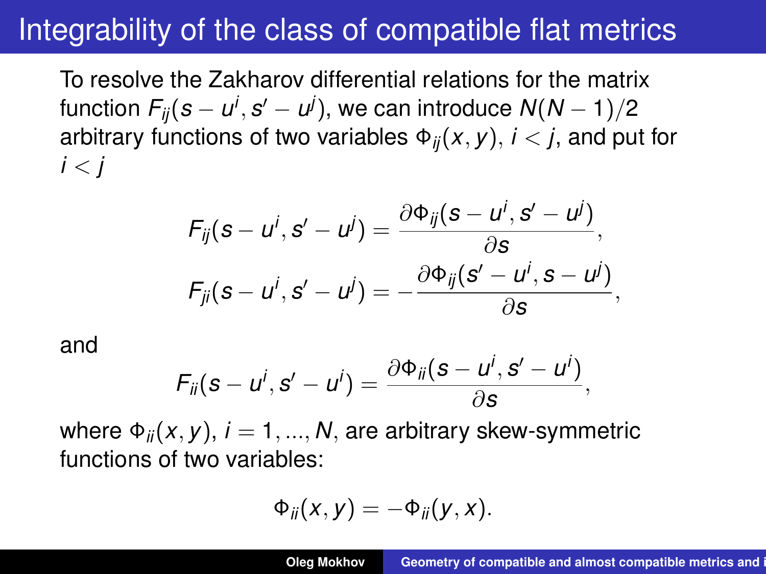# Integrability of the class of compatible flat metrics

To resolve the Zakharov differential relations for the matrix function $F_{ij}(s - u^i, s' - u^j)$, we can introduce $N(N-1)/2$ arbitrary functions of two variables $\Phi_{ij}(x, y)$, $i < j$, and put for $i < j$

$$F_{ij}(s - u^i, s' - u^j) = \frac{\partial \Phi_{ij}(s - u^i, s' - u^j)}{\partial s},$$

$$F_{ji}(s - u^i, s' - u^j) = -\frac{\partial \Phi_{ij}(s' - u^i, s - u^j)}{\partial s},$$

and

$$F_{ii}(s - u^i, s' - u^i) = \frac{\partial \Phi_{ii}(s - u^i, s' - u^i)}{\partial s},$$

where $\Phi_{ii}(x, y)$, $i = 1, ..., N$, are arbitrary skew-symmetric functions of two variables:

$$\Phi_{ii}(x, y) = -\Phi_{ii}(y, x).$$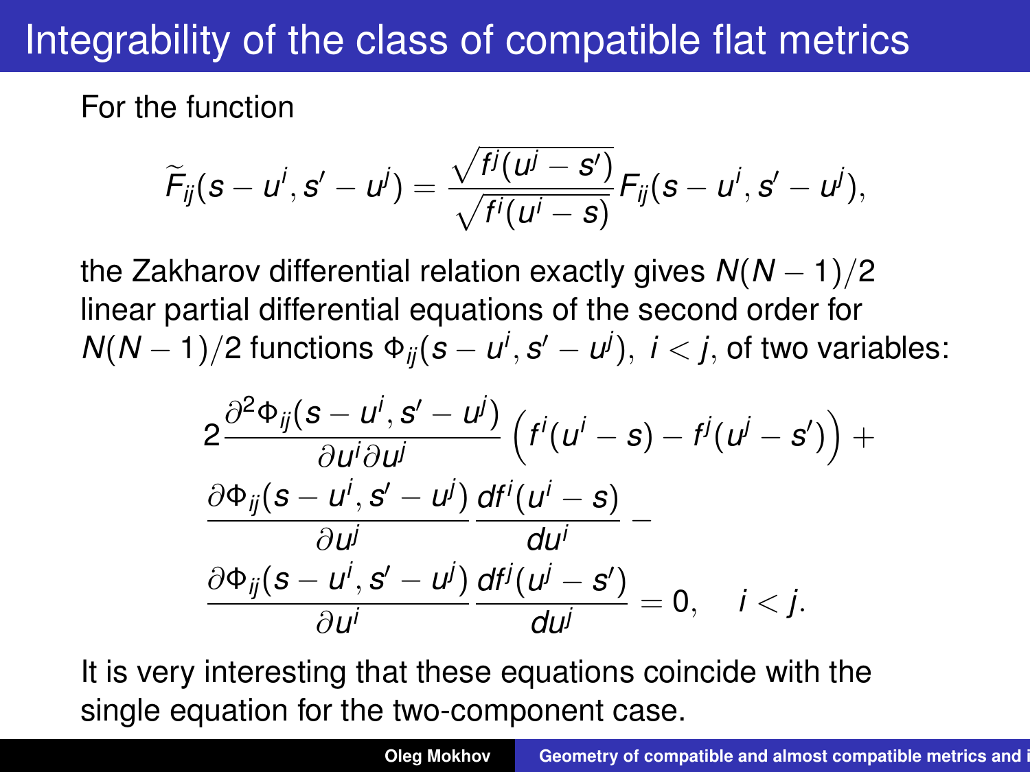# Integrability of the class of compatible flat metrics

For the function

$$\widetilde{F}_{ij}(s-u^i, s'-u^j) = \frac{\sqrt{f^j(u^j-s')}}{\sqrt{f^i(u^i-s)}} F_{ij}(s-u^i, s'-u^j),$$

the Zakharov differential relation exactly gives $N(N-1)/2$ linear partial differential equations of the second order for $N(N-1)/2$ functions $\Phi_{ij}(s-u^i, s'-u^j),\ i<j$, of two variables:

$$2\frac{\partial^2 \Phi_{ij}(s-u^i, s'-u^j)}{\partial u^i \partial u^j} \left( f^i(u^i-s) - f^j(u^j-s') \right) +$$
$$\frac{\partial \Phi_{ij}(s-u^i, s'-u^j)}{\partial u^j} \frac{df^i(u^i-s)}{du^i} -$$
$$\frac{\partial \Phi_{ij}(s-u^i, s'-u^j)}{\partial u^i} \frac{df^j(u^j-s')}{du^j} = 0, \quad i<j.$$

It is very interesting that these equations coincide with the single equation for the two-component case.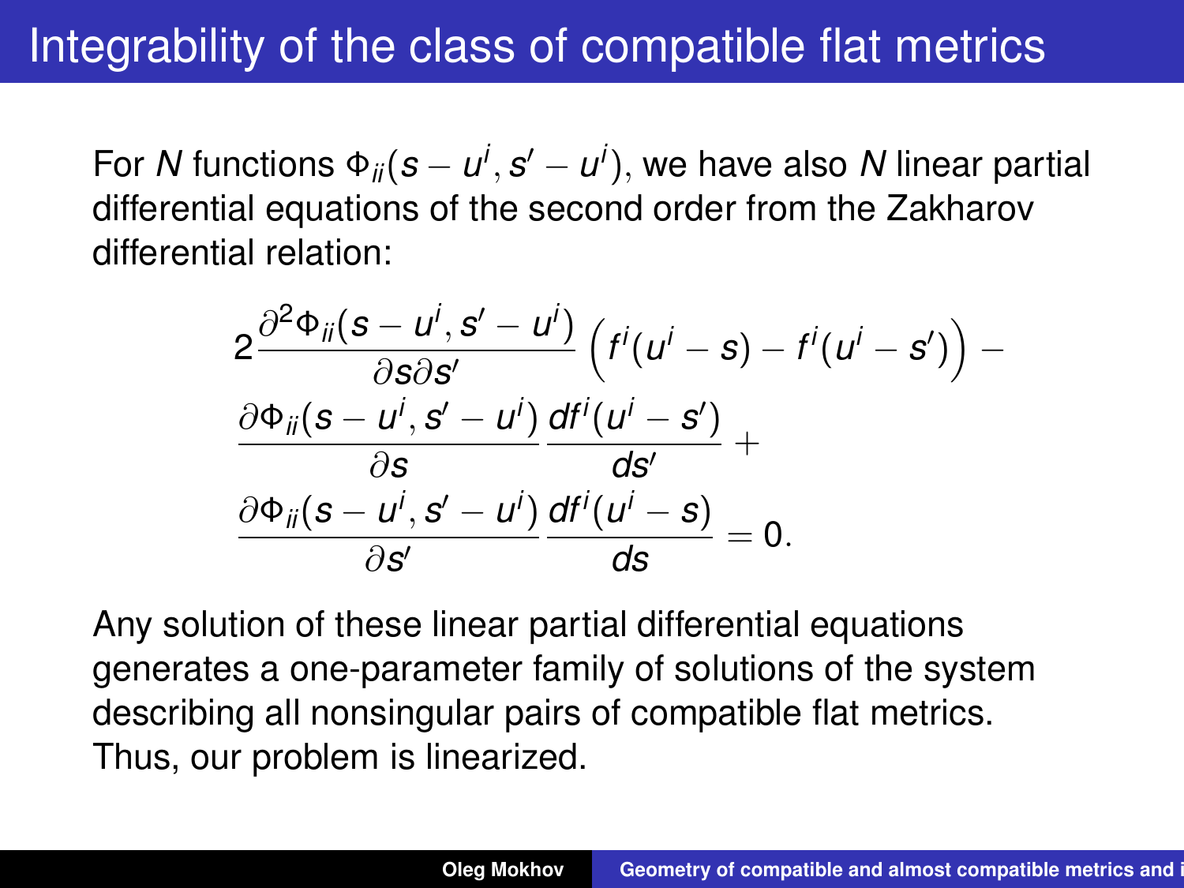# Integrability of the class of compatible flat metrics

For $N$ functions $\Phi_{ii}(s - u^i, s' - u^i)$, we have also $N$ linear partial differential equations of the second order from the Zakharov differential relation:

$$
2\frac{\partial^2 \Phi_{ii}(s - u^i, s' - u^i)}{\partial s \partial s'} \left( f^i(u^i - s) - f^i(u^i - s') \right) -
\frac{\partial \Phi_{ii}(s - u^i, s' - u^i)}{\partial s} \frac{d f^i(u^i - s')}{d s'} +
\frac{\partial \Phi_{ii}(s - u^i, s' - u^i)}{\partial s'} \frac{d f^i(u^i - s)}{d s} = 0.
$$

Any solution of these linear partial differential equations generates a one-parameter family of solutions of the system describing all nonsingular pairs of compatible flat metrics. Thus, our problem is linearized.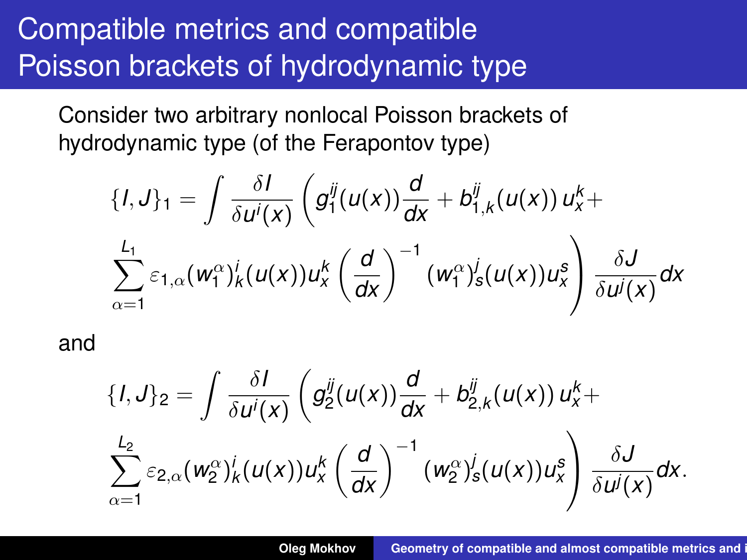# Compatible metrics and compatible Poisson brackets of hydrodynamic type

Consider two arbitrary nonlocal Poisson brackets of hydrodynamic type (of the Ferapontov type)

$$\{I, J\}_1 = \int \frac{\delta I}{\delta u^i(x)} \Bigg( g_1^{ij}(u(x)) \frac{d}{dx} + b^{ij}_{1,k}(u(x))\, u^k_x + \sum_{\alpha=1}^{L_1} \varepsilon_{1,\alpha} (w_1^\alpha)^i_k(u(x)) u^k_x \left(\frac{d}{dx}\right)^{-1} (w_1^\alpha)^j_s(u(x)) u^s_x \Bigg) \frac{\delta J}{\delta u^j(x)} dx$$

and

$$\{I, J\}_2 = \int \frac{\delta I}{\delta u^i(x)} \Bigg( g_2^{ij}(u(x)) \frac{d}{dx} + b^{ij}_{2,k}(u(x))\, u^k_x + \sum_{\alpha=1}^{L_2} \varepsilon_{2,\alpha} (w_2^\alpha)^i_k(u(x)) u^k_x \left(\frac{d}{dx}\right)^{-1} (w_2^\alpha)^j_s(u(x)) u^s_x \Bigg) \frac{\delta J}{\delta u^j(x)} dx.$$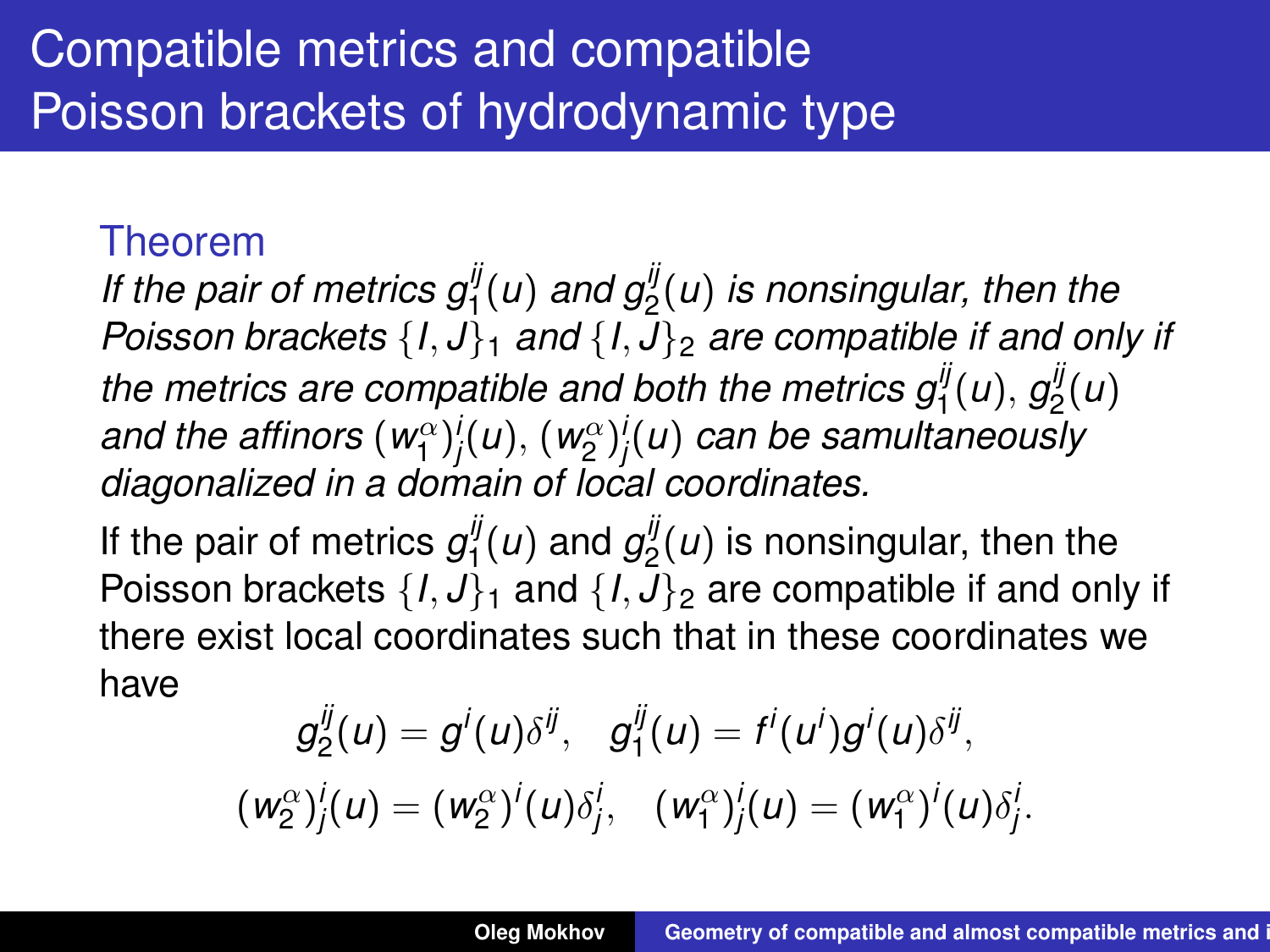# Compatible metrics and compatible Poisson brackets of hydrodynamic type

**Theorem**

*If the pair of metrics $g_1^{ij}(u)$ and $g_2^{ij}(u)$ is nonsingular, then the Poisson brackets $\{I, J\}_1$ and $\{I, J\}_2$ are compatible if and only if the metrics are compatible and both the metrics $g_1^{ij}(u)$, $g_2^{ij}(u)$ and the affinors $(w_1^{\alpha})_j^i(u)$, $(w_2^{\alpha})_j^i(u)$ can be samultaneously diagonalized in a domain of local coordinates.*

If the pair of metrics $g_1^{ij}(u)$ and $g_2^{ij}(u)$ is nonsingular, then the Poisson brackets $\{I, J\}_1$ and $\{I, J\}_2$ are compatible if and only if there exist local coordinates such that in these coordinates we have

$$g_2^{ij}(u) = g^i(u)\delta^{ij}, \quad g_1^{ij}(u) = f^i(u^i)g^i(u)\delta^{ij},$$

$$(w_2^{\alpha})_j^i(u) = (w_2^{\alpha})^i(u)\delta_j^i, \quad (w_1^{\alpha})_j^i(u) = (w_1^{\alpha})^i(u)\delta_j^i.$$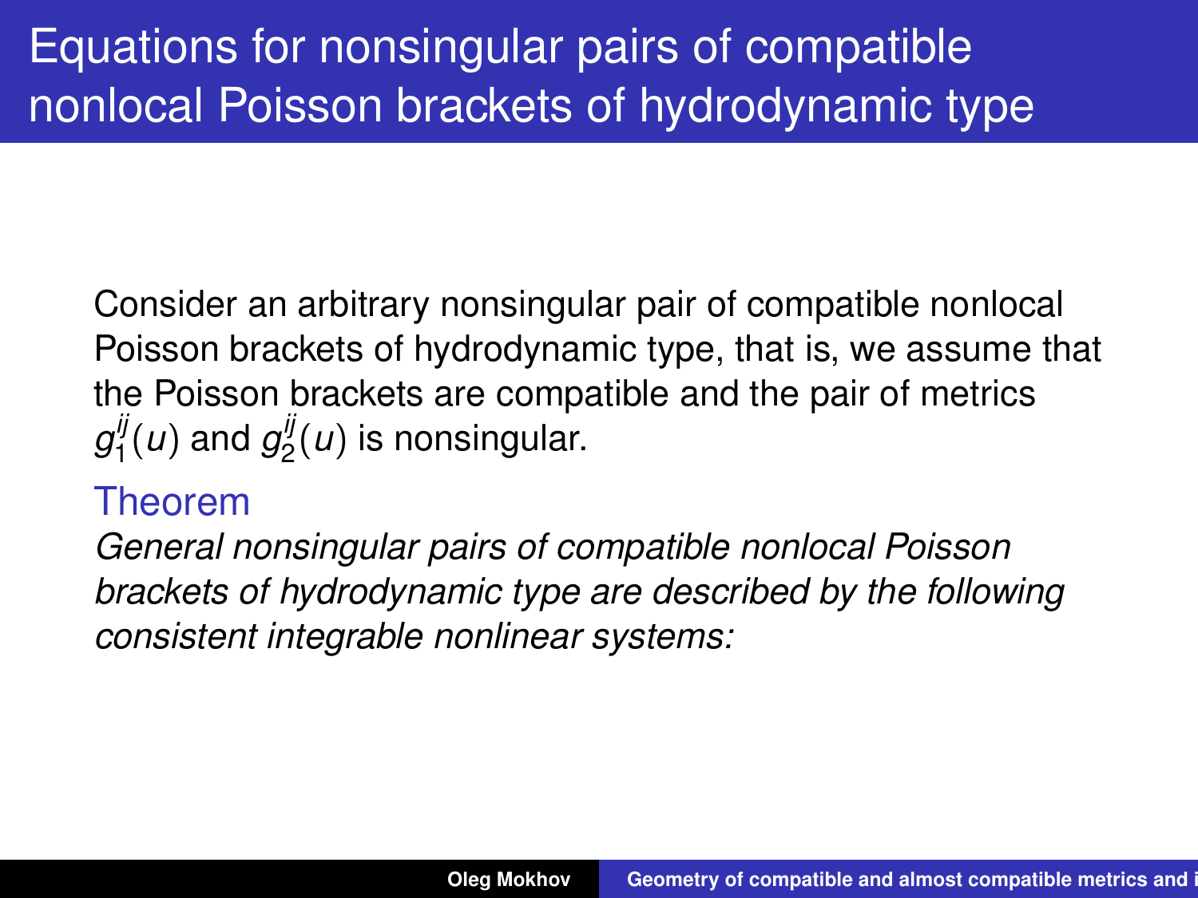# Equations for nonsingular pairs of compatible nonlocal Poisson brackets of hydrodynamic type

Consider an arbitrary nonsingular pair of compatible nonlocal Poisson brackets of hydrodynamic type, that is, we assume that the Poisson brackets are compatible and the pair of metrics $g_1^{ij}(u)$ and $g_2^{ij}(u)$ is nonsingular.

**Theorem**

*General nonsingular pairs of compatible nonlocal Poisson brackets of hydrodynamic type are described by the following consistent integrable nonlinear systems:*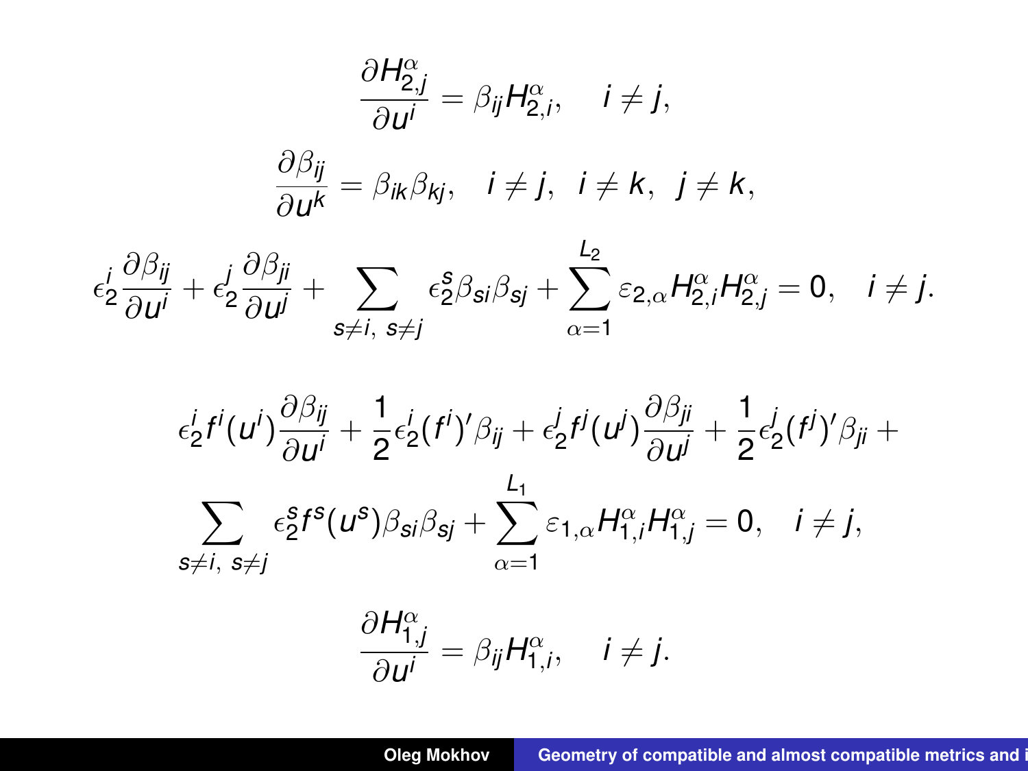$$\frac{\partial H^{\alpha}_{2,j}}{\partial u^i} = \beta_{ij} H^{\alpha}_{2,i}, \quad i \neq j,$$

$$\frac{\partial \beta_{ij}}{\partial u^k} = \beta_{ik}\beta_{kj}, \quad i \neq j, \;\; i \neq k, \;\; j \neq k,$$

$$\epsilon^i_2 \frac{\partial \beta_{ij}}{\partial u^i} + \epsilon^j_2 \frac{\partial \beta_{ji}}{\partial u^j} + \sum_{s \neq i,\; s \neq j} \epsilon^s_2 \beta_{si}\beta_{sj} + \sum_{\alpha=1}^{L_2} \varepsilon_{2,\alpha} H^{\alpha}_{2,i} H^{\alpha}_{2,j} = 0, \quad i \neq j.$$

$$\epsilon^i_2 f^i(u^i) \frac{\partial \beta_{ij}}{\partial u^i} + \frac{1}{2}\epsilon^i_2 (f^i)' \beta_{ij} + \epsilon^j_2 f^j(u^j) \frac{\partial \beta_{ji}}{\partial u^j} + \frac{1}{2}\epsilon^j_2 (f^j)' \beta_{ji} +$$

$$\sum_{s \neq i,\; s \neq j} \epsilon^s_2 f^s(u^s) \beta_{si}\beta_{sj} + \sum_{\alpha=1}^{L_1} \varepsilon_{1,\alpha} H^{\alpha}_{1,i} H^{\alpha}_{1,j} = 0, \quad i \neq j,$$

$$\frac{\partial H^{\alpha}_{1,j}}{\partial u^i} = \beta_{ij} H^{\alpha}_{1,i}, \quad i \neq j.$$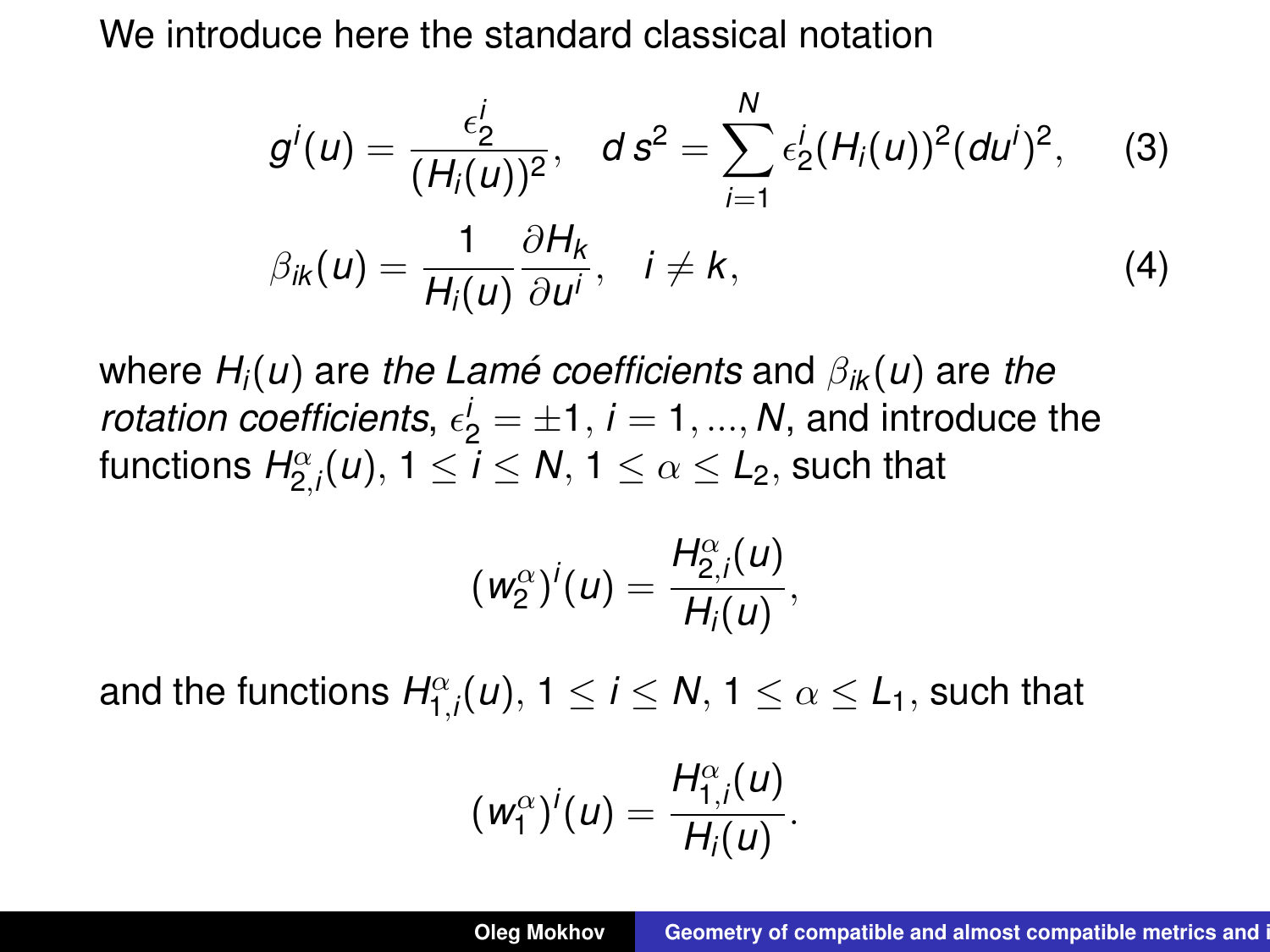We introduce here the standard classical notation

$$g^i(u) = \frac{\epsilon_2^i}{(H_i(u))^2}, \quad d\,s^2 = \sum_{i=1}^{N} \epsilon_2^i (H_i(u))^2 (du^i)^2, \qquad (3)$$

$$\beta_{ik}(u) = \frac{1}{H_i(u)} \frac{\partial H_k}{\partial u^i}, \quad i \neq k, \qquad (4)$$

where $H_i(u)$ are *the Lamé coefficients* and $\beta_{ik}(u)$ are *the rotation coefficients*, $\epsilon_2^i = \pm 1$, $i = 1, ..., N$, and introduce the functions $H^{\alpha}_{2,i}(u)$, $1 \leq i \leq N$, $1 \leq \alpha \leq L_2$, such that

$$(w_2^{\alpha})^i(u) = \frac{H^{\alpha}_{2,i}(u)}{H_i(u)},$$

and the functions $H^{\alpha}_{1,i}(u)$, $1 \leq i \leq N$, $1 \leq \alpha \leq L_1$, such that

$$(w_1^{\alpha})^i(u) = \frac{H^{\alpha}_{1,i}(u)}{H_i(u)}.$$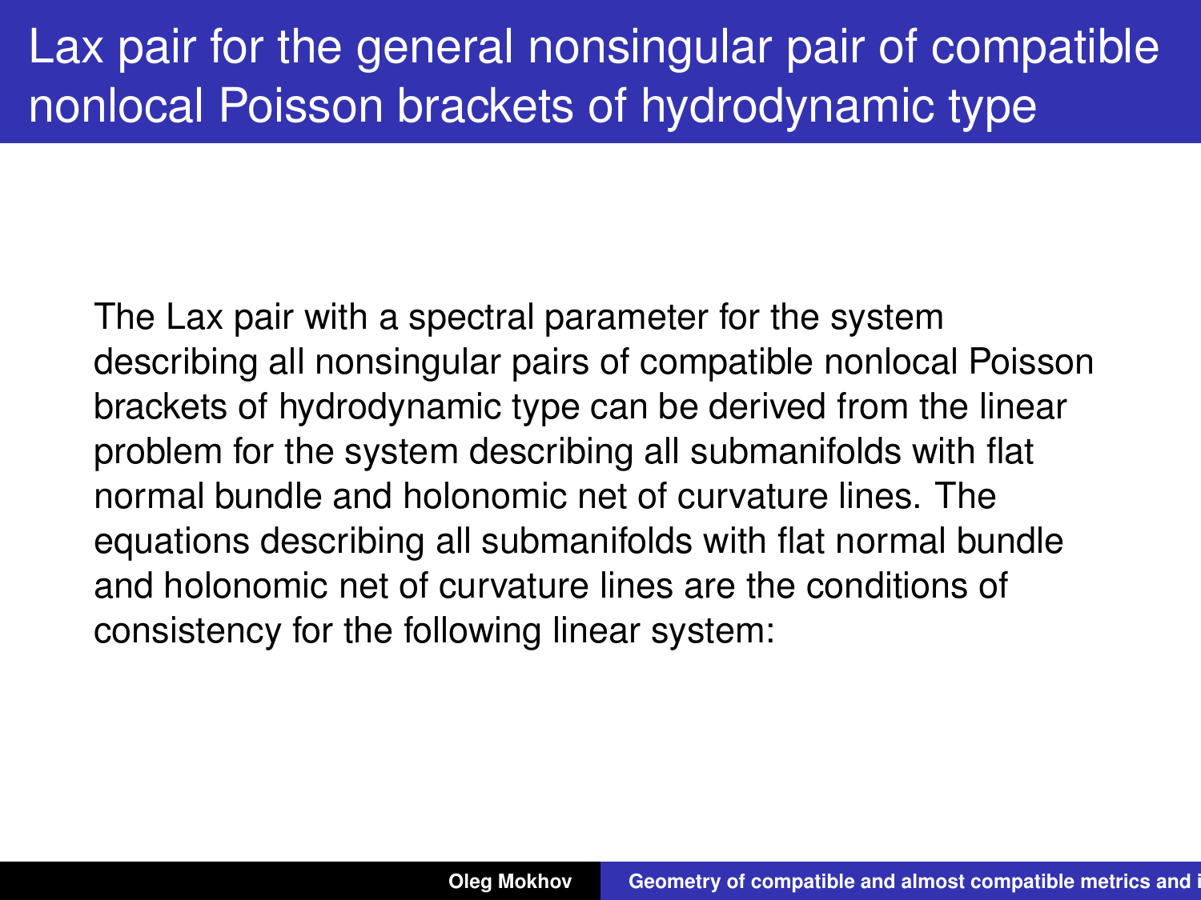# Lax pair for the general nonsingular pair of compatible nonlocal Poisson brackets of hydrodynamic type

The Lax pair with a spectral parameter for the system describing all nonsingular pairs of compatible nonlocal Poisson brackets of hydrodynamic type can be derived from the linear problem for the system describing all submanifolds with flat normal bundle and holonomic net of curvature lines. The equations describing all submanifolds with flat normal bundle and holonomic net of curvature lines are the conditions of consistency for the following linear system: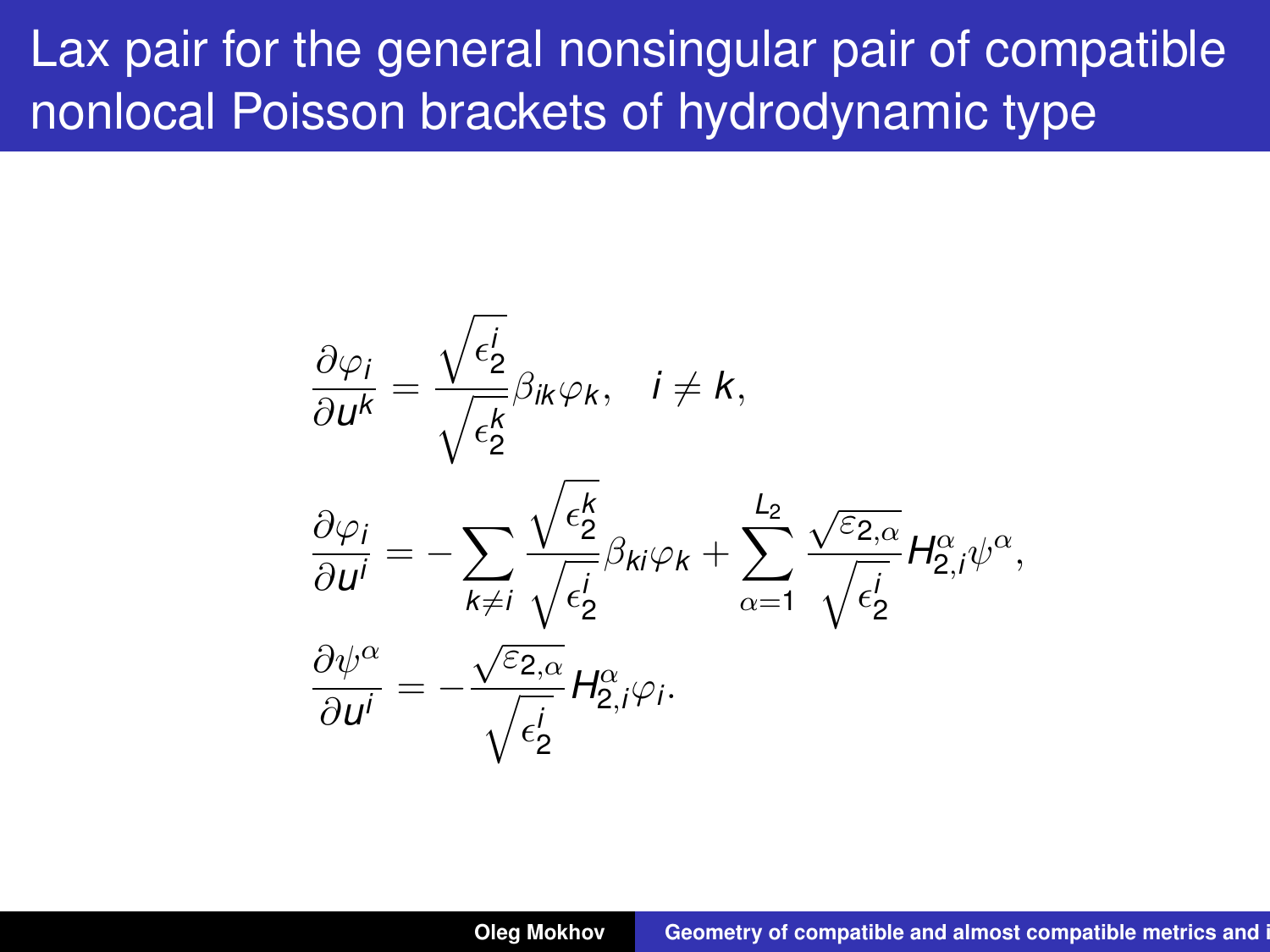# Lax pair for the general nonsingular pair of compatible nonlocal Poisson brackets of hydrodynamic type

$$\frac{\partial \varphi_i}{\partial u^k} = \frac{\sqrt{\epsilon_2^i}}{\sqrt{\epsilon_2^k}} \beta_{ik} \varphi_k, \quad i \neq k,$$

$$\frac{\partial \varphi_i}{\partial u^i} = - \sum_{k \neq i} \frac{\sqrt{\epsilon_2^k}}{\sqrt{\epsilon_2^i}} \beta_{ki} \varphi_k + \sum_{\alpha=1}^{L_2} \frac{\sqrt{\varepsilon_{2,\alpha}}}{\sqrt{\epsilon_2^i}} H^{\alpha}_{2,i} \psi^{\alpha},$$

$$\frac{\partial \psi^{\alpha}}{\partial u^i} = - \frac{\sqrt{\varepsilon_{2,\alpha}}}{\sqrt{\epsilon_2^i}} H^{\alpha}_{2,i} \varphi_i.$$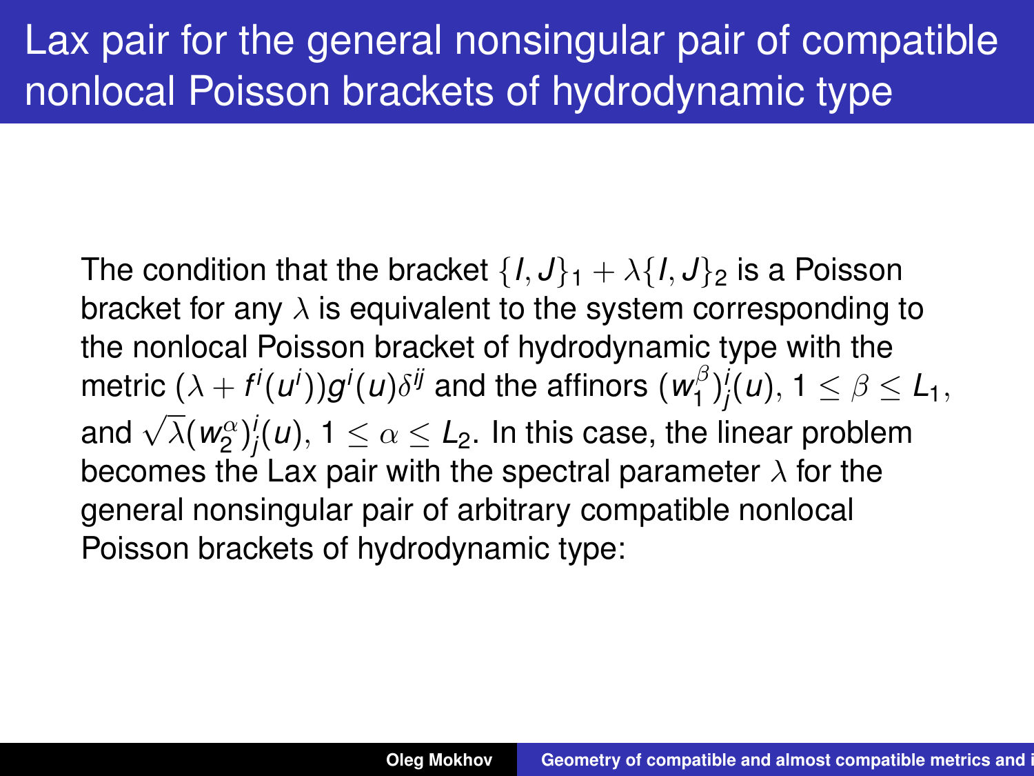# Lax pair for the general nonsingular pair of compatible nonlocal Poisson brackets of hydrodynamic type

The condition that the bracket $\{I, J\}_1 + \lambda\{I, J\}_2$ is a Poisson bracket for any $\lambda$ is equivalent to the system corresponding to the nonlocal Poisson bracket of hydrodynamic type with the metric $(\lambda + f^i(u^i))g^i(u)\delta^{ij}$ and the affinors $(w_1^\beta)^i_j(u)$, $1 \leq \beta \leq L_1$, and $\sqrt{\lambda}(w_2^\alpha)^i_j(u)$, $1 \leq \alpha \leq L_2$. In this case, the linear problem becomes the Lax pair with the spectral parameter $\lambda$ for the general nonsingular pair of arbitrary compatible nonlocal Poisson brackets of hydrodynamic type: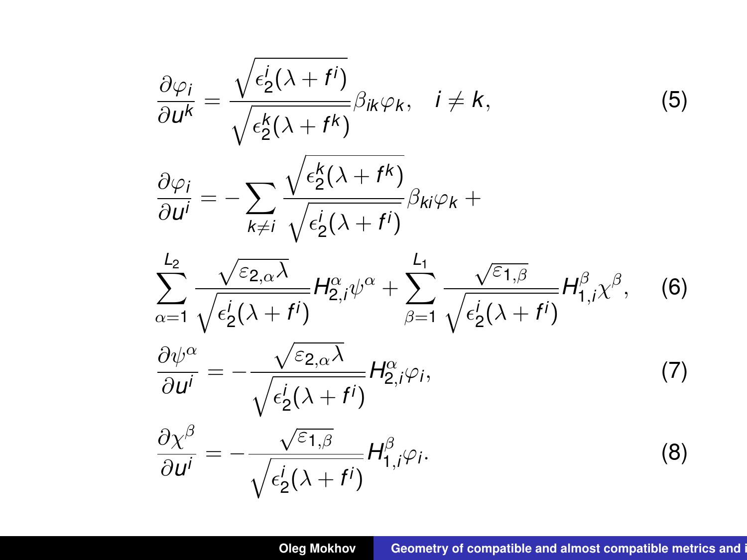$$\frac{\partial \varphi_i}{\partial u^k} = \frac{\sqrt{\epsilon_2^i(\lambda + f^i)}}{\sqrt{\epsilon_2^k(\lambda + f^k)}} \beta_{ik} \varphi_k, \quad i \neq k, \tag{5}$$

$$\frac{\partial \varphi_i}{\partial u^i} = -\sum_{k \neq i} \frac{\sqrt{\epsilon_2^k(\lambda + f^k)}}{\sqrt{\epsilon_2^i(\lambda + f^i)}} \beta_{ki} \varphi_k +$$

$$\sum_{\alpha=1}^{L_2} \frac{\sqrt{\varepsilon_{2,\alpha}\lambda}}{\sqrt{\epsilon_2^i(\lambda + f^i)}} H_{2,i}^{\alpha} \psi^{\alpha} + \sum_{\beta=1}^{L_1} \frac{\sqrt{\varepsilon_{1,\beta}}}{\sqrt{\epsilon_2^i(\lambda + f^i)}} H_{1,i}^{\beta} \chi^{\beta}, \tag{6}$$

$$\frac{\partial \psi^{\alpha}}{\partial u^i} = -\frac{\sqrt{\varepsilon_{2,\alpha}\lambda}}{\sqrt{\epsilon_2^i(\lambda + f^i)}} H_{2,i}^{\alpha} \varphi_i, \tag{7}$$

$$\frac{\partial \chi^{\beta}}{\partial u^i} = -\frac{\sqrt{\varepsilon_{1,\beta}}}{\sqrt{\epsilon_2^i(\lambda + f^i)}} H_{1,i}^{\beta} \varphi_i. \tag{8}$$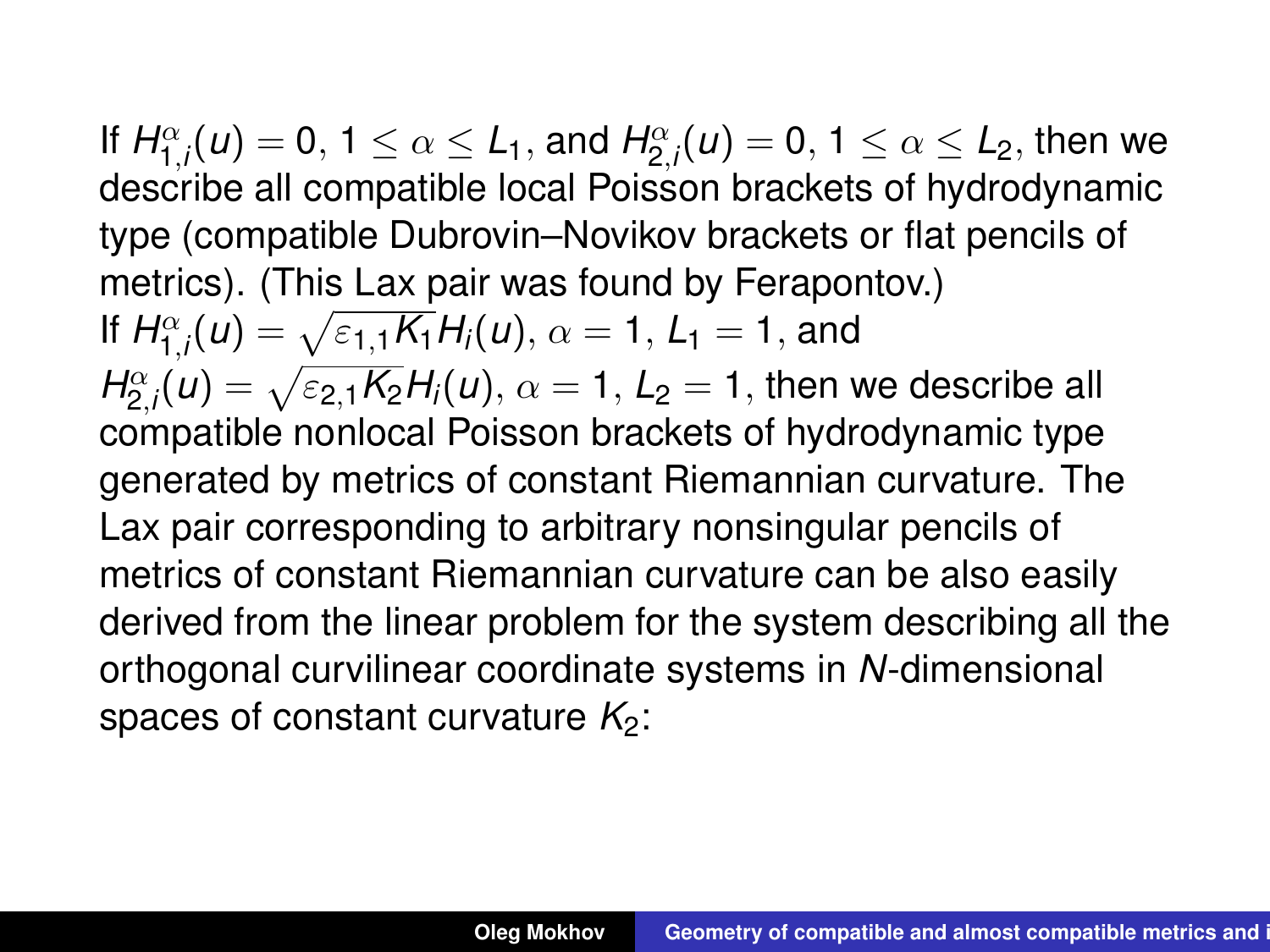If $H^{\alpha}_{1,i}(u) = 0$, $1 \leq \alpha \leq L_1$, and $H^{\alpha}_{2,i}(u) = 0$, $1 \leq \alpha \leq L_2$, then we describe all compatible local Poisson brackets of hydrodynamic type (compatible Dubrovin–Novikov brackets or flat pencils of metrics). (This Lax pair was found by Ferapontov.)

If $H^{\alpha}_{1,i}(u) = \sqrt{\varepsilon_{1,1} K_1} H_i(u)$, $\alpha = 1$, $L_1 = 1$, and $H^{\alpha}_{2,i}(u) = \sqrt{\varepsilon_{2,1} K_2} H_i(u)$, $\alpha = 1$, $L_2 = 1$, then we describe all compatible nonlocal Poisson brackets of hydrodynamic type generated by metrics of constant Riemannian curvature. The Lax pair corresponding to arbitrary nonsingular pencils of metrics of constant Riemannian curvature can be also easily derived from the linear problem for the system describing all the orthogonal curvilinear coordinate systems in $N$-dimensional spaces of constant curvature $K_2$: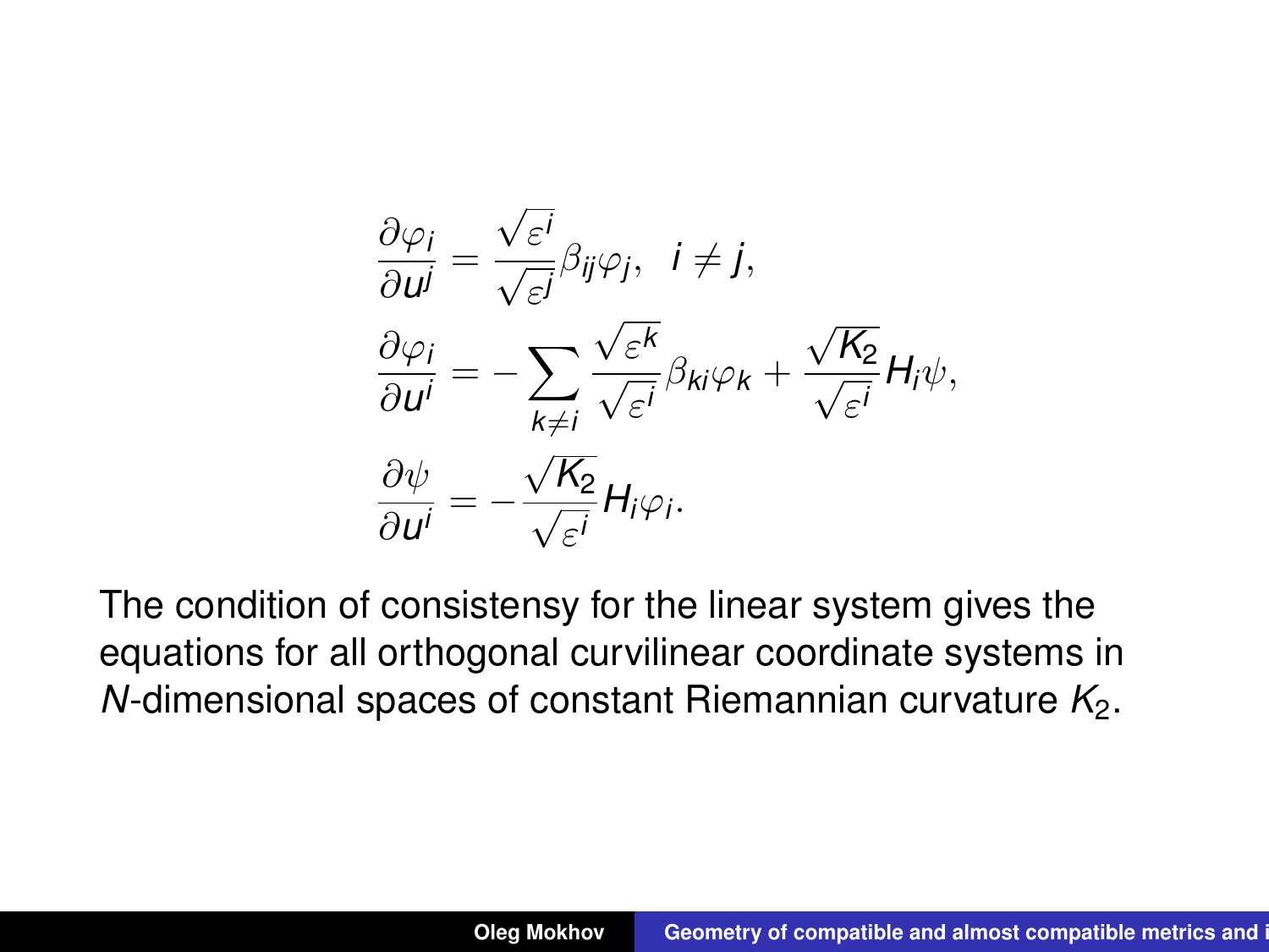$$
\begin{aligned}
\frac{\partial \varphi_i}{\partial u^j} &= \frac{\sqrt{\varepsilon^i}}{\sqrt{\varepsilon^j}} \beta_{ij} \varphi_j, \quad i \neq j, \\
\frac{\partial \varphi_i}{\partial u^i} &= - \sum_{k \neq i} \frac{\sqrt{\varepsilon^k}}{\sqrt{\varepsilon^i}} \beta_{ki} \varphi_k + \frac{\sqrt{K_2}}{\sqrt{\varepsilon^i}} H_i \psi, \\
\frac{\partial \psi}{\partial u^i} &= - \frac{\sqrt{K_2}}{\sqrt{\varepsilon^i}} H_i \varphi_i.
\end{aligned}
$$

The condition of consistensy for the linear system gives the equations for all orthogonal curvilinear coordinate systems in $N$-dimensional spaces of constant Riemannian curvature $K_2$.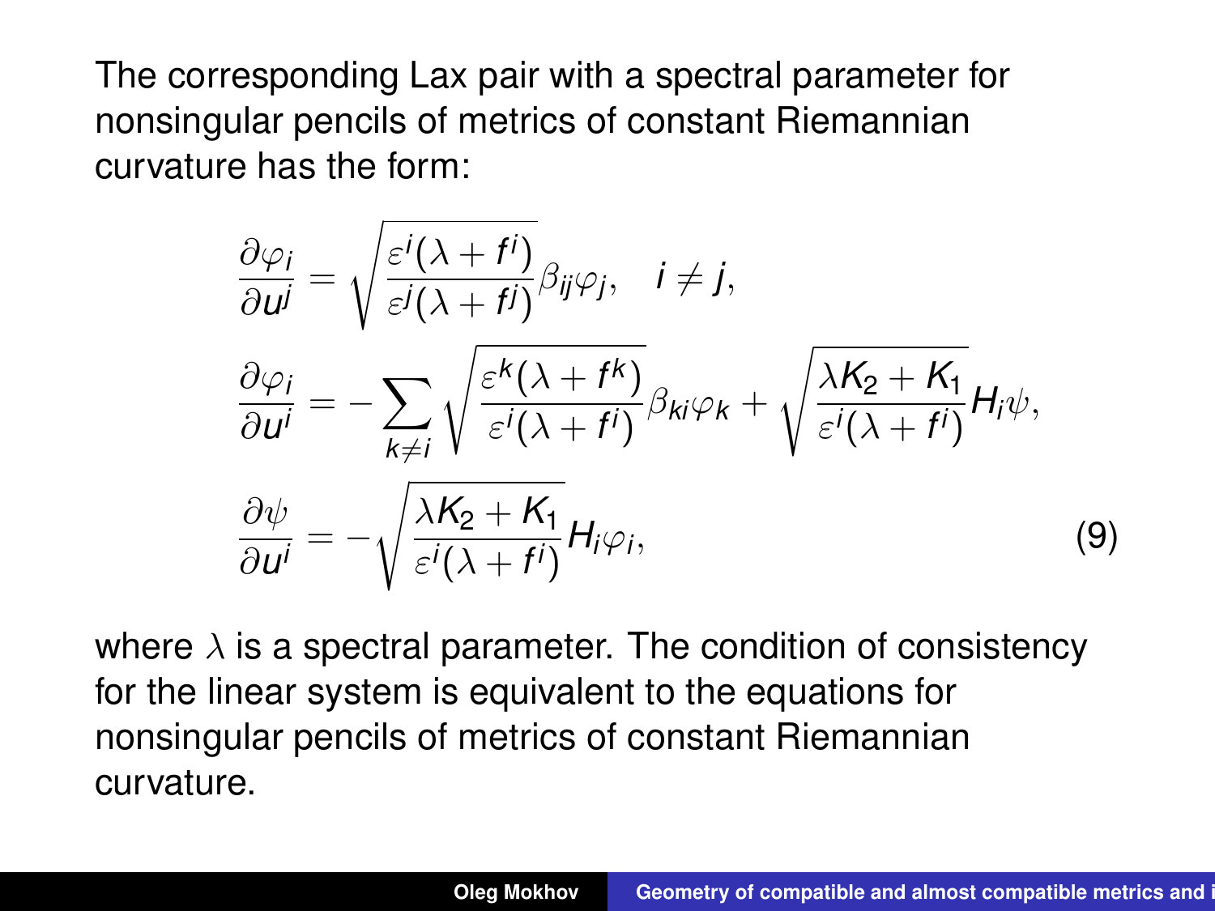The corresponding Lax pair with a spectral parameter for nonsingular pencils of metrics of constant Riemannian curvature has the form:

$$
\begin{aligned}
\frac{\partial \varphi_i}{\partial u^j} &= \sqrt{\frac{\varepsilon^i (\lambda + f^i)}{\varepsilon^j (\lambda + f^j)}} \beta_{ij} \varphi_j, \quad i \neq j, \\
\frac{\partial \varphi_i}{\partial u^i} &= - \sum_{k \neq i} \sqrt{\frac{\varepsilon^k (\lambda + f^k)}{\varepsilon^i (\lambda + f^i)}} \beta_{ki} \varphi_k + \sqrt{\frac{\lambda K_2 + K_1}{\varepsilon^i (\lambda + f^i)}} H_i \psi, \\
\frac{\partial \psi}{\partial u^i} &= - \sqrt{\frac{\lambda K_2 + K_1}{\varepsilon^i (\lambda + f^i)}} H_i \varphi_i,
\end{aligned}
\tag{9}
$$

where $\lambda$ is a spectral parameter. The condition of consistency for the linear system is equivalent to the equations for nonsingular pencils of metrics of constant Riemannian curvature.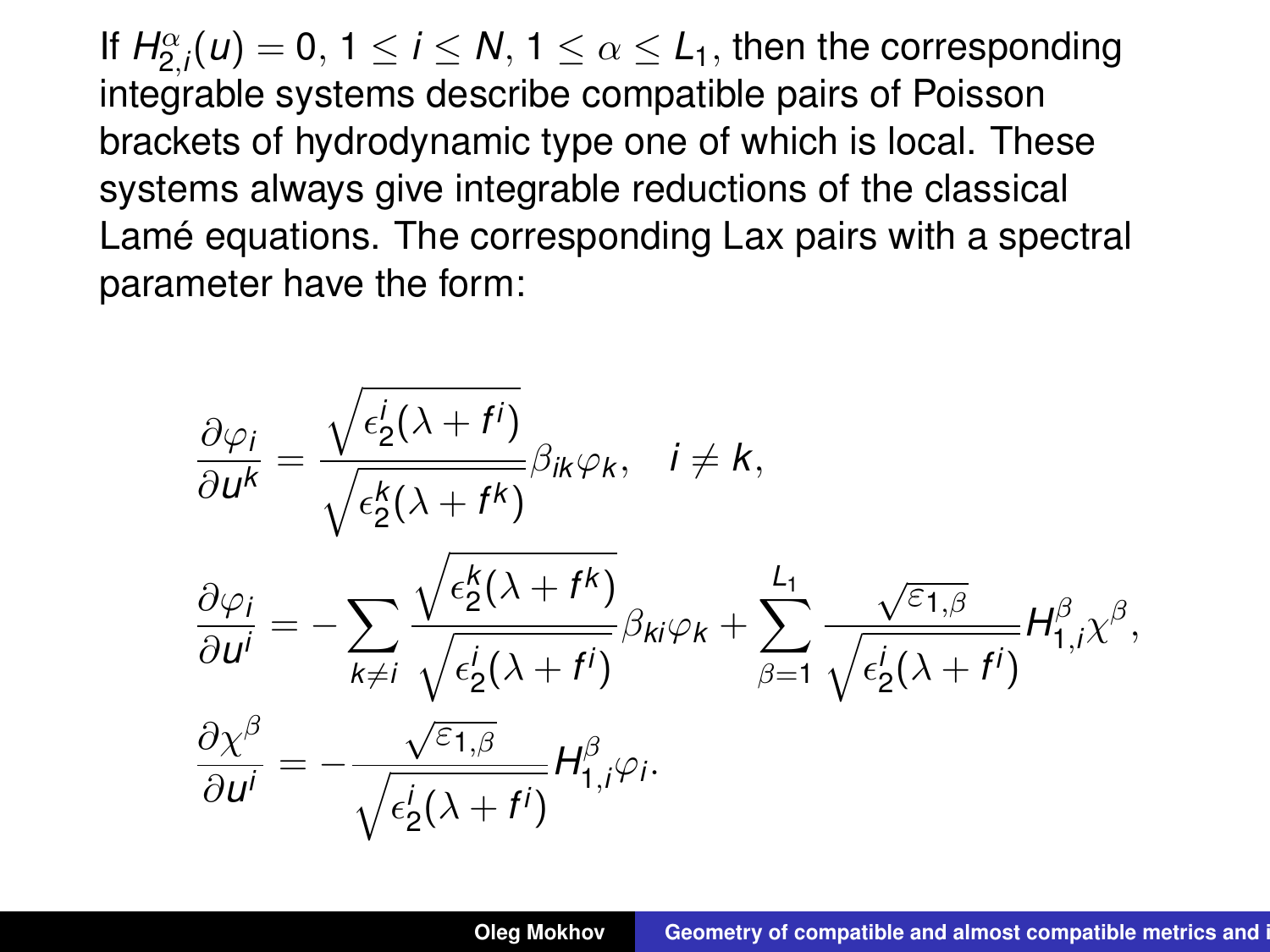If $H^{\alpha}_{2,i}(u) = 0$, $1 \leq i \leq N$, $1 \leq \alpha \leq L_1$, then the corresponding integrable systems describe compatible pairs of Poisson brackets of hydrodynamic type one of which is local. These systems always give integrable reductions of the classical Lamé equations. The corresponding Lax pairs with a spectral parameter have the form:

$$\frac{\partial \varphi_i}{\partial u^k} = \frac{\sqrt{\epsilon^i_2(\lambda + f^i)}}{\sqrt{\epsilon^k_2(\lambda + f^k)}} \beta_{ik} \varphi_k, \quad i \neq k,$$

$$\frac{\partial \varphi_i}{\partial u^i} = -\sum_{k \neq i} \frac{\sqrt{\epsilon^k_2(\lambda + f^k)}}{\sqrt{\epsilon^i_2(\lambda + f^i)}} \beta_{ki} \varphi_k + \sum_{\beta=1}^{L_1} \frac{\sqrt{\varepsilon_{1,\beta}}}{\sqrt{\epsilon^i_2(\lambda + f^i)}} H^{\beta}_{1,i} \chi^{\beta},$$

$$\frac{\partial \chi^{\beta}}{\partial u^i} = -\frac{\sqrt{\varepsilon_{1,\beta}}}{\sqrt{\epsilon^i_2(\lambda + f^i)}} H^{\beta}_{1,i} \varphi_i.$$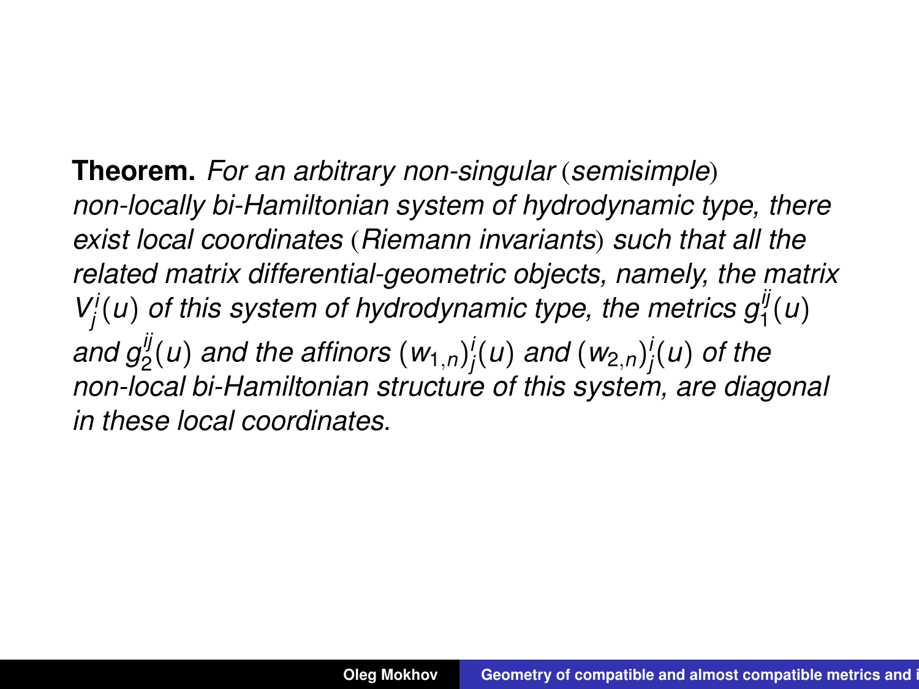**Theorem.** *For an arbitrary non-singular* (*semisimple*) *non-locally bi-Hamiltonian system of hydrodynamic type, there exist local coordinates* (*Riemann invariants*) *such that all the related matrix differential-geometric objects, namely, the matrix* $V^i_j(u)$ *of this system of hydrodynamic type, the metrics* $g^{ij}_1(u)$ *and* $g^{ij}_2(u)$ *and the affinors* $(w_{1,n})^i_j(u)$ *and* $(w_{2,n})^i_j(u)$ *of the non-local bi-Hamiltonian structure of this system, are diagonal in these local coordinates.*